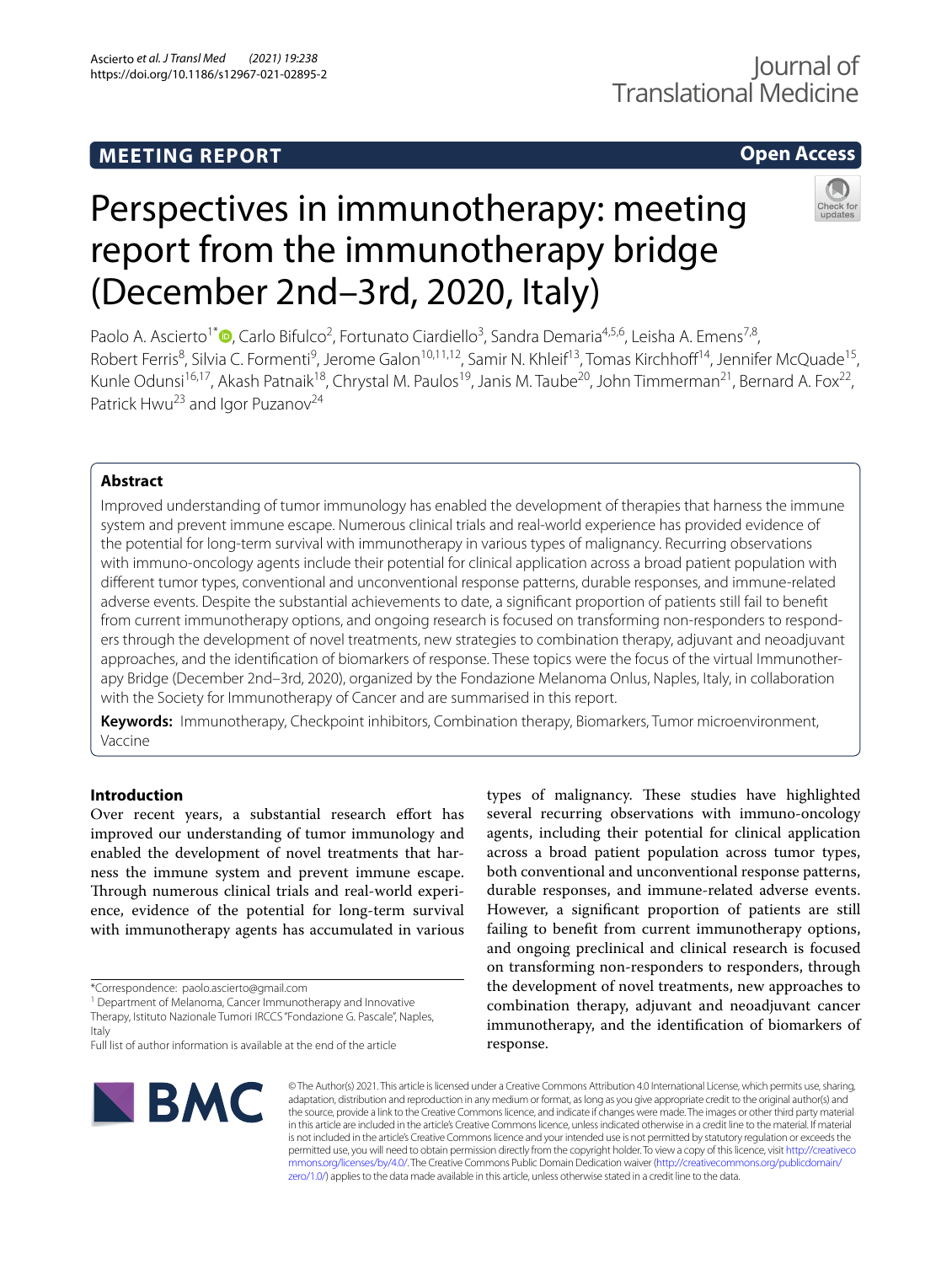MEETING REPORT

Open Access

# Perspectives in immunotherapy: meeting report from the immunotherapy bridge (December 2nd–3rd, 2020, Italy)

Paolo A. Ascierto[1*], Carlo Bifulco[2], Fortunato Ciardiello[3], Sandra Demaria[4,5,6], Leisha A. Emens[7,8], Robert Ferris[8], Silvia C. Formenti[9], Jerome Galon[10,11,12], Samir N. Khleif[13], Tomas Kirchhoff[14], Jennifer McQuade[15], Kunle Odunsi[16,17], Akash Patnaik[18], Chrystal M. Paulos[19], Janis M. Taube[20], John Timmerman[21], Bernard A. Fox[22], Patrick Hwu[23] and Igor Puzanov[24]

## Abstract

Improved understanding of tumor immunology has enabled the development of therapies that harness the immune system and prevent immune escape. Numerous clinical trials and real-world experience has provided evidence of the potential for long-term survival with immunotherapy in various types of malignancy. Recurring observations with immuno-oncology agents include their potential for clinical application across a broad patient population with different tumor types, conventional and unconventional response patterns, durable responses, and immune-related adverse events. Despite the substantial achievements to date, a significant proportion of patients still fail to benefit from current immunotherapy options, and ongoing research is focused on transforming non-responders to responders through the development of novel treatments, new strategies to combination therapy, adjuvant and neoadjuvant approaches, and the identification of biomarkers of response. These topics were the focus of the virtual Immunotherapy Bridge (December 2nd–3rd, 2020), organized by the Fondazione Melanoma Onlus, Naples, Italy, in collaboration with the Society for Immunotherapy of Cancer and are summarised in this report.

**Keywords:** Immunotherapy, Checkpoint inhibitors, Combination therapy, Biomarkers, Tumor microenvironment, Vaccine

## Introduction

Over recent years, a substantial research effort has improved our understanding of tumor immunology and enabled the development of novel treatments that harness the immune system and prevent immune escape. Through numerous clinical trials and real-world experience, evidence of the potential for long-term survival with immunotherapy agents has accumulated in various types of malignancy. These studies have highlighted several recurring observations with immuno-oncology agents, including their potential for clinical application across a broad patient population across tumor types, both conventional and unconventional response patterns, durable responses, and immune-related adverse events. However, a significant proportion of patients are still failing to benefit from current immunotherapy options, and ongoing preclinical and clinical research is focused on transforming non-responders to responders, through the development of novel treatments, new approaches to combination therapy, adjuvant and neoadjuvant cancer immunotherapy, and the identification of biomarkers of response.

*Correspondence: paolo.ascierto@gmail.com
[1] Department of Melanoma, Cancer Immunotherapy and Innovative Therapy, Istituto Nazionale Tumori IRCCS "Fondazione G. Pascale", Naples, Italy
Full list of author information is available at the end of the article

© The Author(s) 2021. This article is licensed under a Creative Commons Attribution 4.0 International License, which permits use, sharing, adaptation, distribution and reproduction in any medium or format, as long as you give appropriate credit to the original author(s) and the source, provide a link to the Creative Commons licence, and indicate if changes were made. The images or other third party material in this article are included in the article's Creative Commons licence, unless indicated otherwise in a credit line to the material. If material is not included in the article's Creative Commons licence and your intended use is not permitted by statutory regulation or exceeds the permitted use, you will need to obtain permission directly from the copyright holder. To view a copy of this licence, visit http://creativecommons.org/licenses/by/4.0/. The Creative Commons Public Domain Dedication waiver (http://creativecommons.org/publicdomain/zero/1.0/) applies to the data made available in this article, unless otherwise stated in a credit line to the data.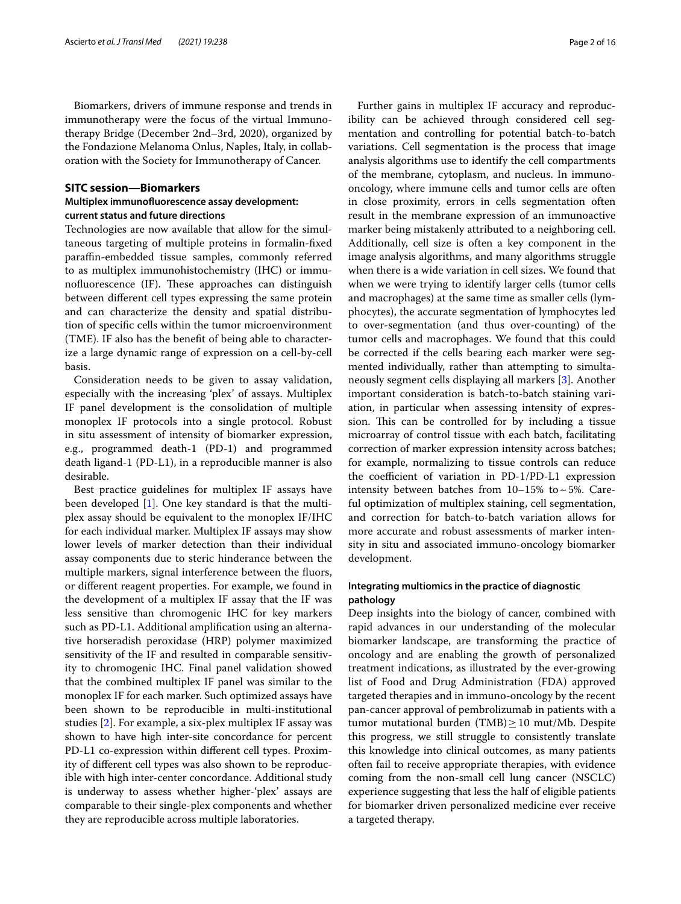Biomarkers, drivers of immune response and trends in immunotherapy were the focus of the virtual Immunotherapy Bridge (December 2nd–3rd, 2020), organized by the Fondazione Melanoma Onlus, Naples, Italy, in collaboration with the Society for Immunotherapy of Cancer.

## SITC session—Biomarkers

### Multiplex immunofluorescence assay development: current status and future directions

Technologies are now available that allow for the simultaneous targeting of multiple proteins in formalin-fixed paraffin-embedded tissue samples, commonly referred to as multiplex immunohistochemistry (IHC) or immunofluorescence (IF). These approaches can distinguish between different cell types expressing the same protein and can characterize the density and spatial distribution of specific cells within the tumor microenvironment (TME). IF also has the benefit of being able to characterize a large dynamic range of expression on a cell-by-cell basis.

Consideration needs to be given to assay validation, especially with the increasing 'plex' of assays. Multiplex IF panel development is the consolidation of multiple monoplex IF protocols into a single protocol. Robust in situ assessment of intensity of biomarker expression, e.g., programmed death-1 (PD-1) and programmed death ligand-1 (PD-L1), in a reproducible manner is also desirable.

Best practice guidelines for multiplex IF assays have been developed [1]. One key standard is that the multiplex assay should be equivalent to the monoplex IF/IHC for each individual marker. Multiplex IF assays may show lower levels of marker detection than their individual assay components due to steric hinderance between the multiple markers, signal interference between the fluors, or different reagent properties. For example, we found in the development of a multiplex IF assay that the IF was less sensitive than chromogenic IHC for key markers such as PD-L1. Additional amplification using an alternative horseradish peroxidase (HRP) polymer maximized sensitivity of the IF and resulted in comparable sensitivity to chromogenic IHC. Final panel validation showed that the combined multiplex IF panel was similar to the monoplex IF for each marker. Such optimized assays have been shown to be reproducible in multi-institutional studies [2]. For example, a six-plex multiplex IF assay was shown to have high inter-site concordance for percent PD-L1 co-expression within different cell types. Proximity of different cell types was also shown to be reproducible with high inter-center concordance. Additional study is underway to assess whether higher-'plex' assays are comparable to their single-plex components and whether they are reproducible across multiple laboratories.

Further gains in multiplex IF accuracy and reproducibility can be achieved through considered cell segmentation and controlling for potential batch-to-batch variations. Cell segmentation is the process that image analysis algorithms use to identify the cell compartments of the membrane, cytoplasm, and nucleus. In immuno-oncology, where immune cells and tumor cells are often in close proximity, errors in cells segmentation often result in the membrane expression of an immunoactive marker being mistakenly attributed to a neighboring cell. Additionally, cell size is often a key component in the image analysis algorithms, and many algorithms struggle when there is a wide variation in cell sizes. We found that when we were trying to identify larger cells (tumor cells and macrophages) at the same time as smaller cells (lymphocytes), the accurate segmentation of lymphocytes led to over-segmentation (and thus over-counting) of the tumor cells and macrophages. We found that this could be corrected if the cells bearing each marker were segmented individually, rather than attempting to simultaneously segment cells displaying all markers [3]. Another important consideration is batch-to-batch staining variation, in particular when assessing intensity of expression. This can be controlled for by including a tissue microarray of control tissue with each batch, facilitating correction of marker expression intensity across batches; for example, normalizing to tissue controls can reduce the coefficient of variation in PD-1/PD-L1 expression intensity between batches from 10–15% to ~5%. Careful optimization of multiplex staining, cell segmentation, and correction for batch-to-batch variation allows for more accurate and robust assessments of marker intensity in situ and associated immuno-oncology biomarker development.

### Integrating multiomics in the practice of diagnostic pathology

Deep insights into the biology of cancer, combined with rapid advances in our understanding of the molecular biomarker landscape, are transforming the practice of oncology and are enabling the growth of personalized treatment indications, as illustrated by the ever-growing list of Food and Drug Administration (FDA) approved targeted therapies and in immuno-oncology by the recent pan-cancer approval of pembrolizumab in patients with a tumor mutational burden (TMB) $\geq$ 10 mut/Mb. Despite this progress, we still struggle to consistently translate this knowledge into clinical outcomes, as many patients often fail to receive appropriate therapies, with evidence coming from the non-small cell lung cancer (NSCLC) experience suggesting that less the half of eligible patients for biomarker driven personalized medicine ever receive a targeted therapy.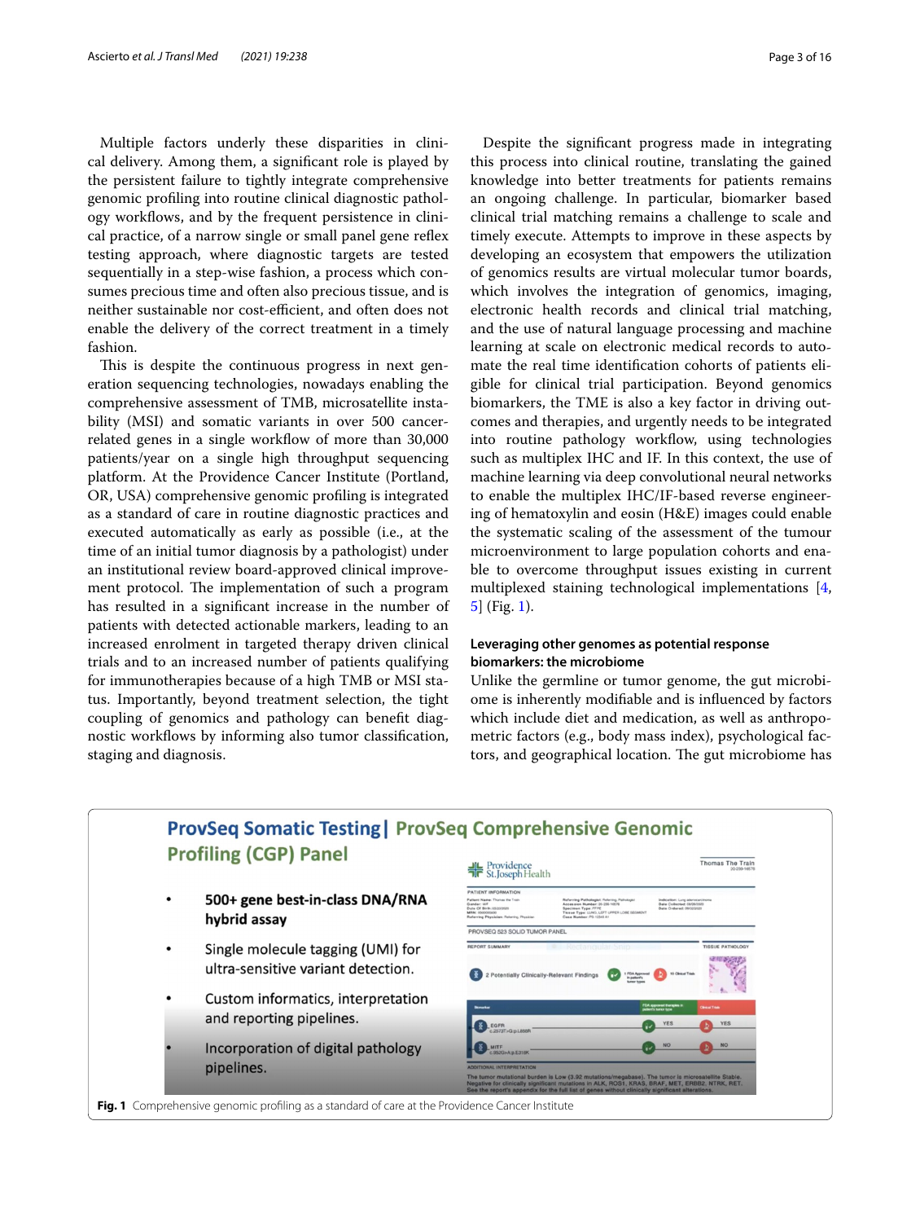Multiple factors underly these disparities in clinical delivery. Among them, a significant role is played by the persistent failure to tightly integrate comprehensive genomic profiling into routine clinical diagnostic pathology workflows, and by the frequent persistence in clinical practice, of a narrow single or small panel gene reflex testing approach, where diagnostic targets are tested sequentially in a step-wise fashion, a process which consumes precious time and often also precious tissue, and is neither sustainable nor cost-efficient, and often does not enable the delivery of the correct treatment in a timely fashion.

This is despite the continuous progress in next generation sequencing technologies, nowadays enabling the comprehensive assessment of TMB, microsatellite instability (MSI) and somatic variants in over 500 cancer-related genes in a single workflow of more than 30,000 patients/year on a single high throughput sequencing platform. At the Providence Cancer Institute (Portland, OR, USA) comprehensive genomic profiling is integrated as a standard of care in routine diagnostic practices and executed automatically as early as possible (i.e., at the time of an initial tumor diagnosis by a pathologist) under an institutional review board-approved clinical improvement protocol. The implementation of such a program has resulted in a significant increase in the number of patients with detected actionable markers, leading to an increased enrolment in targeted therapy driven clinical trials and to an increased number of patients qualifying for immunotherapies because of a high TMB or MSI status. Importantly, beyond treatment selection, the tight coupling of genomics and pathology can benefit diagnostic workflows by informing also tumor classification, staging and diagnosis.

Despite the significant progress made in integrating this process into clinical routine, translating the gained knowledge into better treatments for patients remains an ongoing challenge. In particular, biomarker based clinical trial matching remains a challenge to scale and timely execute. Attempts to improve in these aspects by developing an ecosystem that empowers the utilization of genomics results are virtual molecular tumor boards, which involves the integration of genomics, imaging, electronic health records and clinical trial matching, and the use of natural language processing and machine learning at scale on electronic medical records to automate the real time identification cohorts of patients eligible for clinical trial participation. Beyond genomics biomarkers, the TME is also a key factor in driving outcomes and therapies, and urgently needs to be integrated into routine pathology workflow, using technologies such as multiplex IHC and IF. In this context, the use of machine learning via deep convolutional neural networks to enable the multiplex IHC/IF-based reverse engineering of hematoxylin and eosin (H&E) images could enable the systematic scaling of the assessment of the tumour microenvironment to large population cohorts and enable to overcome throughput issues existing in current multiplexed staining technological implementations [4, 5] (Fig. 1).

### Leveraging other genomes as potential response biomarkers: the microbiome

Unlike the germline or tumor genome, the gut microbiome is inherently modifiable and is influenced by factors which include diet and medication, as well as anthropometric factors (e.g., body mass index), psychological factors, and geographical location. The gut microbiome has

**ProvSeq Somatic Testing | ProvSeq Comprehensive Genomic Profiling (CGP) Panel**

- 500+ gene best-in-class DNA/RNA hybrid assay
- Single molecule tagging (UMI) for ultra-sensitive variant detection.
- Custom informatics, interpretation and reporting pipelines.
- Incorporation of digital pathology pipelines.

**Fig. 1** Comprehensive genomic profiling as a standard of care at the Providence Cancer Institute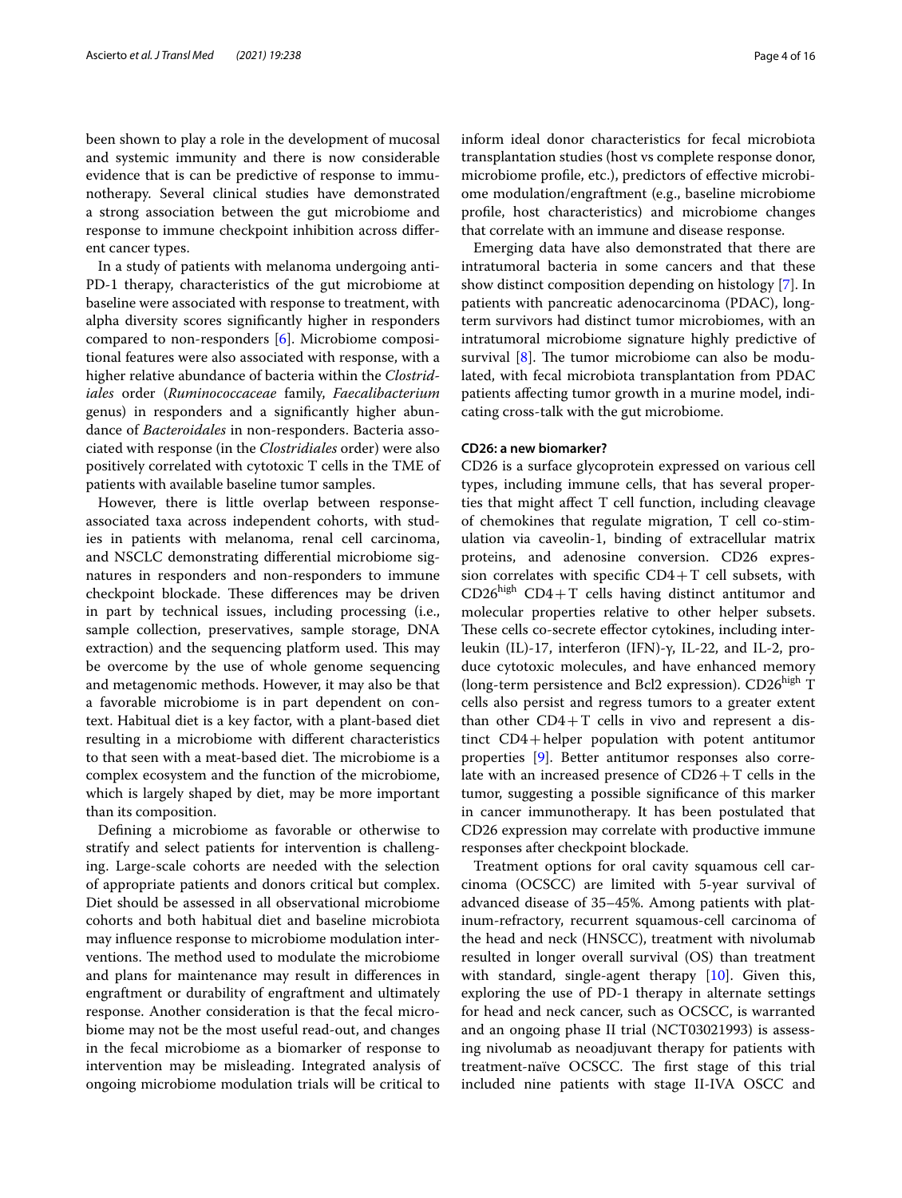been shown to play a role in the development of mucosal and systemic immunity and there is now considerable evidence that is can be predictive of response to immunotherapy. Several clinical studies have demonstrated a strong association between the gut microbiome and response to immune checkpoint inhibition across different cancer types.

In a study of patients with melanoma undergoing anti-PD-1 therapy, characteristics of the gut microbiome at baseline were associated with response to treatment, with alpha diversity scores significantly higher in responders compared to non-responders [6]. Microbiome compositional features were also associated with response, with a higher relative abundance of bacteria within the *Clostridiales* order (*Ruminococcaceae* family, *Faecalibacterium* genus) in responders and a significantly higher abundance of *Bacteroidales* in non-responders. Bacteria associated with response (in the *Clostridiales* order) were also positively correlated with cytotoxic T cells in the TME of patients with available baseline tumor samples.

However, there is little overlap between response-associated taxa across independent cohorts, with studies in patients with melanoma, renal cell carcinoma, and NSCLC demonstrating differential microbiome signatures in responders and non-responders to immune checkpoint blockade. These differences may be driven in part by technical issues, including processing (i.e., sample collection, preservatives, sample storage, DNA extraction) and the sequencing platform used. This may be overcome by the use of whole genome sequencing and metagenomic methods. However, it may also be that a favorable microbiome is in part dependent on context. Habitual diet is a key factor, with a plant-based diet resulting in a microbiome with different characteristics to that seen with a meat-based diet. The microbiome is a complex ecosystem and the function of the microbiome, which is largely shaped by diet, may be more important than its composition.

Defining a microbiome as favorable or otherwise to stratify and select patients for intervention is challenging. Large-scale cohorts are needed with the selection of appropriate patients and donors critical but complex. Diet should be assessed in all observational microbiome cohorts and both habitual diet and baseline microbiota may influence response to microbiome modulation interventions. The method used to modulate the microbiome and plans for maintenance may result in differences in engraftment or durability of engraftment and ultimately response. Another consideration is that the fecal microbiome may not be the most useful read-out, and changes in the fecal microbiome as a biomarker of response to intervention may be misleading. Integrated analysis of ongoing microbiome modulation trials will be critical to inform ideal donor characteristics for fecal microbiota transplantation studies (host vs complete response donor, microbiome profile, etc.), predictors of effective microbiome modulation/engraftment (e.g., baseline microbiome profile, host characteristics) and microbiome changes that correlate with an immune and disease response.

Emerging data have also demonstrated that there are intratumoral bacteria in some cancers and that these show distinct composition depending on histology [7]. In patients with pancreatic adenocarcinoma (PDAC), long-term survivors had distinct tumor microbiomes, with an intratumoral microbiome signature highly predictive of survival [8]. The tumor microbiome can also be modulated, with fecal microbiota transplantation from PDAC patients affecting tumor growth in a murine model, indicating cross-talk with the gut microbiome.

### CD26: a new biomarker?

CD26 is a surface glycoprotein expressed on various cell types, including immune cells, that has several properties that might affect T cell function, including cleavage of chemokines that regulate migration, T cell co-stimulation via caveolin-1, binding of extracellular matrix proteins, and adenosine conversion. CD26 expression correlates with specific CD4+T cell subsets, with CD26$^{high}$ CD4+T cells having distinct antitumor and molecular properties relative to other helper subsets. These cells co-secrete effector cytokines, including interleukin (IL)-17, interferon (IFN)-γ, IL-22, and IL-2, produce cytotoxic molecules, and have enhanced memory (long-term persistence and Bcl2 expression). CD26$^{high}$ T cells also persist and regress tumors to a greater extent than other CD4+T cells in vivo and represent a distinct CD4+helper population with potent antitumor properties [9]. Better antitumor responses also correlate with an increased presence of CD26+T cells in the tumor, suggesting a possible significance of this marker in cancer immunotherapy. It has been postulated that CD26 expression may correlate with productive immune responses after checkpoint blockade.

Treatment options for oral cavity squamous cell carcinoma (OCSCC) are limited with 5-year survival of advanced disease of 35–45%. Among patients with platinum-refractory, recurrent squamous-cell carcinoma of the head and neck (HNSCC), treatment with nivolumab resulted in longer overall survival (OS) than treatment with standard, single-agent therapy [10]. Given this, exploring the use of PD-1 therapy in alternate settings for head and neck cancer, such as OCSCC, is warranted and an ongoing phase II trial (NCT03021993) is assessing nivolumab as neoadjuvant therapy for patients with treatment-naïve OCSCC. The first stage of this trial included nine patients with stage II-IVA OSCC and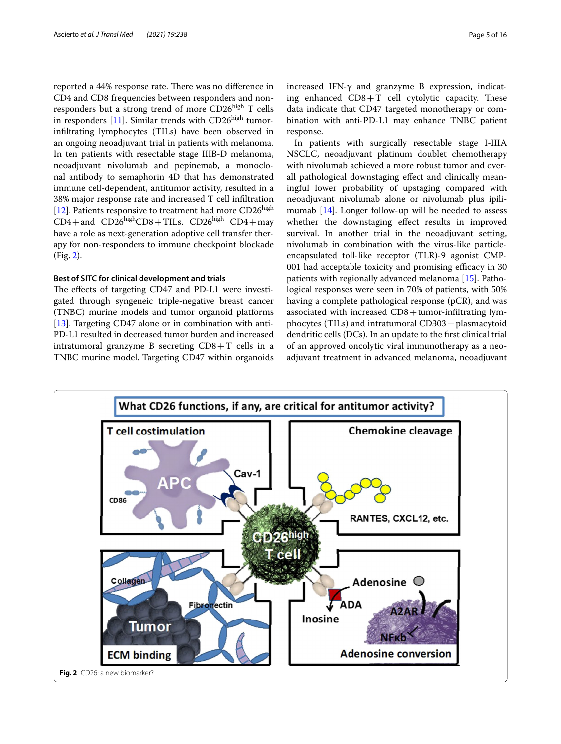reported a 44% response rate. There was no difference in CD4 and CD8 frequencies between responders and non-responders but a strong trend of more CD26$^{high}$ T cells in responders [11]. Similar trends with CD26$^{high}$ tumor-infiltrating lymphocytes (TILs) have been observed in an ongoing neoadjuvant trial in patients with melanoma. In ten patients with resectable stage IIIB-D melanoma, neoadjuvant nivolumab and pepinemab, a monoclonal antibody to semaphorin 4D that has demonstrated immune cell-dependent, antitumor activity, resulted in a 38% major response rate and increased T cell infiltration [12]. Patients responsive to treatment had more CD26$^{high}$ CD4+ and CD26$^{high}$CD8+ TILs. CD26$^{high}$ CD4+ may have a role as next-generation adoptive cell transfer therapy for non-responders to immune checkpoint blockade (Fig. 2).

### Best of SITC for clinical development and trials

The effects of targeting CD47 and PD-L1 were investigated through syngeneic triple-negative breast cancer (TNBC) murine models and tumor organoid platforms [13]. Targeting CD47 alone or in combination with anti-PD-L1 resulted in decreased tumor burden and increased intratumoral granzyme B secreting CD8+T cells in a TNBC murine model. Targeting CD47 within organoids increased IFN-γ and granzyme B expression, indicating enhanced CD8+T cell cytolytic capacity. These data indicate that CD47 targeted monotherapy or combination with anti-PD-L1 may enhance TNBC patient response.

In patients with surgically resectable stage I-IIIA NSCLC, neoadjuvant platinum doublet chemotherapy with nivolumab achieved a more robust tumor and overall pathological downstaging effect and clinically meaningful lower probability of upstaging compared with neoadjuvant nivolumab alone or nivolumab plus ipilimumab [14]. Longer follow-up will be needed to assess whether the downstaging effect results in improved survival. In another trial in the neoadjuvant setting, nivolumab in combination with the virus-like particle-encapsulated toll-like receptor (TLR)-9 agonist CMP-001 had acceptable toxicity and promising efficacy in 30 patients with regionally advanced melanoma [15]. Pathological responses were seen in 70% of patients, with 50% having a complete pathological response (pCR), and was associated with increased CD8+tumor-infiltrating lymphocytes (TILs) and intratumoral CD303+plasmacytoid dendritic cells (DCs). In an update to the first clinical trial of an approved oncolytic viral immunotherapy as a neoadjuvant treatment in advanced melanoma, neoadjuvant

**Fig. 2** CD26: a new biomarker?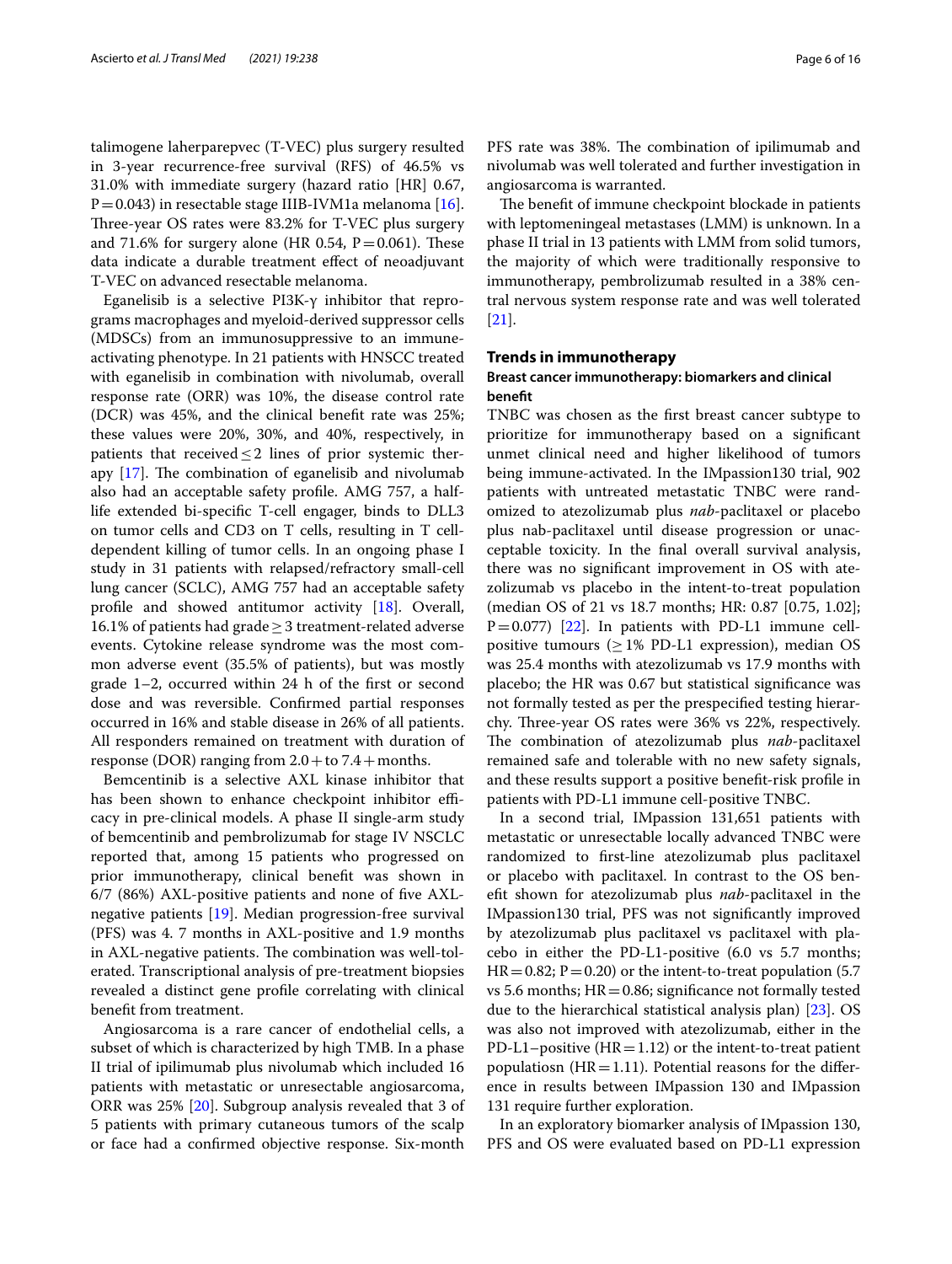talimogene laherparepvec (T-VEC) plus surgery resulted in 3-year recurrence-free survival (RFS) of 46.5% vs 31.0% with immediate surgery (hazard ratio [HR] 0.67, P = 0.043) in resectable stage IIIB-IVM1a melanoma [16]. Three-year OS rates were 83.2% for T-VEC plus surgery and 71.6% for surgery alone (HR 0.54, P = 0.061). These data indicate a durable treatment effect of neoadjuvant T-VEC on advanced resectable melanoma.

Eganelisib is a selective PI3K-γ inhibitor that reprograms macrophages and myeloid-derived suppressor cells (MDSCs) from an immunosuppressive to an immune-activating phenotype. In 21 patients with HNSCC treated with eganelisib in combination with nivolumab, overall response rate (ORR) was 10%, the disease control rate (DCR) was 45%, and the clinical benefit rate was 25%; these values were 20%, 30%, and 40%, respectively, in patients that received ≤ 2 lines of prior systemic therapy [17]. The combination of eganelisib and nivolumab also had an acceptable safety profile. AMG 757, a half-life extended bi-specific T-cell engager, binds to DLL3 on tumor cells and CD3 on T cells, resulting in T cell-dependent killing of tumor cells. In an ongoing phase I study in 31 patients with relapsed/refractory small-cell lung cancer (SCLC), AMG 757 had an acceptable safety profile and showed antitumor activity [18]. Overall, 16.1% of patients had grade ≥ 3 treatment-related adverse events. Cytokine release syndrome was the most common adverse event (35.5% of patients), but was mostly grade 1–2, occurred within 24 h of the first or second dose and was reversible. Confirmed partial responses occurred in 16% and stable disease in 26% of all patients. All responders remained on treatment with duration of response (DOR) ranging from 2.0 + to 7.4 + months.

Bemcentinib is a selective AXL kinase inhibitor that has been shown to enhance checkpoint inhibitor efficacy in pre-clinical models. A phase II single-arm study of bemcentinib and pembrolizumab for stage IV NSCLC reported that, among 15 patients who progressed on prior immunotherapy, clinical benefit was shown in 6/7 (86%) AXL-positive patients and none of five AXL-negative patients [19]. Median progression-free survival (PFS) was 4. 7 months in AXL-positive and 1.9 months in AXL-negative patients. The combination was well-tolerated. Transcriptional analysis of pre-treatment biopsies revealed a distinct gene profile correlating with clinical benefit from treatment.

Angiosarcoma is a rare cancer of endothelial cells, a subset of which is characterized by high TMB. In a phase II trial of ipilimumab plus nivolumab which included 16 patients with metastatic or unresectable angiosarcoma, ORR was 25% [20]. Subgroup analysis revealed that 3 of 5 patients with primary cutaneous tumors of the scalp or face had a confirmed objective response. Six-month PFS rate was 38%. The combination of ipilimumab and nivolumab was well tolerated and further investigation in angiosarcoma is warranted.

The benefit of immune checkpoint blockade in patients with leptomeningeal metastases (LMM) is unknown. In a phase II trial in 13 patients with LMM from solid tumors, the majority of which were traditionally responsive to immunotherapy, pembrolizumab resulted in a 38% central nervous system response rate and was well tolerated [21].

## Trends in immunotherapy

### Breast cancer immunotherapy: biomarkers and clinical benefit

TNBC was chosen as the first breast cancer subtype to prioritize for immunotherapy based on a significant unmet clinical need and higher likelihood of tumors being immune-activated. In the IMpassion130 trial, 902 patients with untreated metastatic TNBC were randomized to atezolizumab plus *nab*-paclitaxel or placebo plus nab-paclitaxel until disease progression or unacceptable toxicity. In the final overall survival analysis, there was no significant improvement in OS with atezolizumab vs placebo in the intent-to-treat population (median OS of 21 vs 18.7 months; HR: 0.87 [0.75, 1.02]; P = 0.077) [22]. In patients with PD-L1 immune cell-positive tumours (≥ 1% PD-L1 expression), median OS was 25.4 months with atezolizumab vs 17.9 months with placebo; the HR was 0.67 but statistical significance was not formally tested as per the prespecified testing hierarchy. Three-year OS rates were 36% vs 22%, respectively. The combination of atezolizumab plus *nab*-paclitaxel remained safe and tolerable with no new safety signals, and these results support a positive benefit-risk profile in patients with PD-L1 immune cell-positive TNBC.

In a second trial, IMpassion 131,651 patients with metastatic or unresectable locally advanced TNBC were randomized to first-line atezolizumab plus paclitaxel or placebo with paclitaxel. In contrast to the OS benefit shown for atezolizumab plus *nab*-paclitaxel in the IMpassion130 trial, PFS was not significantly improved by atezolizumab plus paclitaxel vs paclitaxel with placebo in either the PD-L1-positive (6.0 vs 5.7 months; HR = 0.82; P = 0.20) or the intent-to-treat population (5.7 vs 5.6 months; HR = 0.86; significance not formally tested due to the hierarchical statistical analysis plan) [23]. OS was also not improved with atezolizumab, either in the PD-L1–positive (HR = 1.12) or the intent-to-treat patient populatiosn (HR = 1.11). Potential reasons for the difference in results between IMpassion 130 and IMpassion 131 require further exploration.

In an exploratory biomarker analysis of IMpassion 130, PFS and OS were evaluated based on PD-L1 expression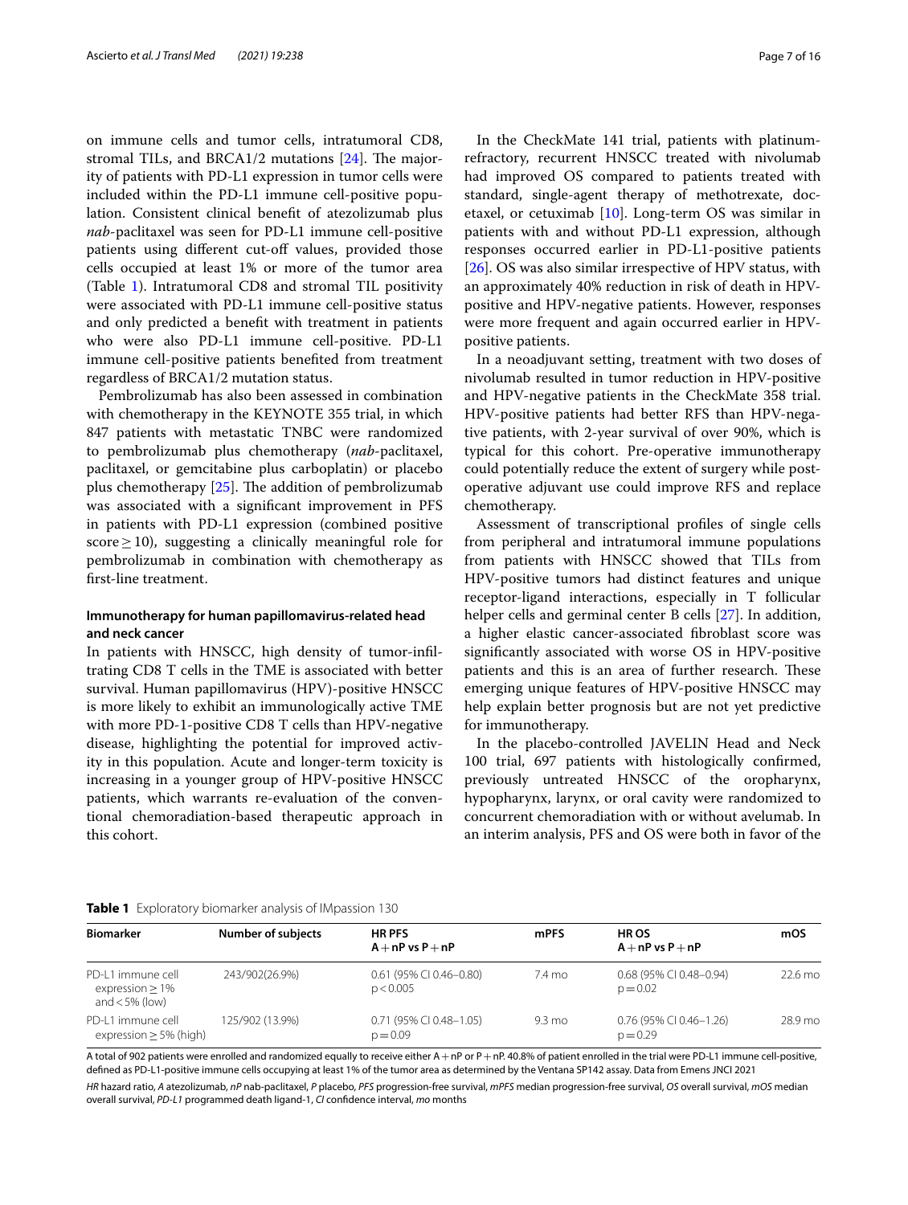on immune cells and tumor cells, intratumoral CD8, stromal TILs, and BRCA1/2 mutations [24]. The majority of patients with PD-L1 expression in tumor cells were included within the PD-L1 immune cell-positive population. Consistent clinical benefit of atezolizumab plus *nab*-paclitaxel was seen for PD-L1 immune cell-positive patients using different cut-off values, provided those cells occupied at least 1% or more of the tumor area (Table 1). Intratumoral CD8 and stromal TIL positivity were associated with PD-L1 immune cell-positive status and only predicted a benefit with treatment in patients who were also PD-L1 immune cell-positive. PD-L1 immune cell-positive patients benefited from treatment regardless of BRCA1/2 mutation status.

Pembrolizumab has also been assessed in combination with chemotherapy in the KEYNOTE 355 trial, in which 847 patients with metastatic TNBC were randomized to pembrolizumab plus chemotherapy (*nab*-paclitaxel, paclitaxel, or gemcitabine plus carboplatin) or placebo plus chemotherapy [25]. The addition of pembrolizumab was associated with a significant improvement in PFS in patients with PD-L1 expression (combined positive score ≥ 10), suggesting a clinically meaningful role for pembrolizumab in combination with chemotherapy as first-line treatment.

### Immunotherapy for human papillomavirus-related head and neck cancer

In patients with HNSCC, high density of tumor-infiltrating CD8 T cells in the TME is associated with better survival. Human papillomavirus (HPV)-positive HNSCC is more likely to exhibit an immunologically active TME with more PD-1-positive CD8 T cells than HPV-negative disease, highlighting the potential for improved activity in this population. Acute and longer-term toxicity is increasing in a younger group of HPV-positive HNSCC patients, which warrants re-evaluation of the conventional chemoradiation-based therapeutic approach in this cohort.

In the CheckMate 141 trial, patients with platinum-refractory, recurrent HNSCC treated with nivolumab had improved OS compared to patients treated with standard, single-agent therapy of methotrexate, docetaxel, or cetuximab [10]. Long-term OS was similar in patients with and without PD-L1 expression, although responses occurred earlier in PD-L1-positive patients [26]. OS was also similar irrespective of HPV status, with an approximately 40% reduction in risk of death in HPV-positive and HPV-negative patients. However, responses were more frequent and again occurred earlier in HPV-positive patients.

In a neoadjuvant setting, treatment with two doses of nivolumab resulted in tumor reduction in HPV-positive and HPV-negative patients in the CheckMate 358 trial. HPV-positive patients had better RFS than HPV-negative patients, with 2-year survival of over 90%, which is typical for this cohort. Pre-operative immunotherapy could potentially reduce the extent of surgery while post-operative adjuvant use could improve RFS and replace chemotherapy.

Assessment of transcriptional profiles of single cells from peripheral and intratumoral immune populations from patients with HNSCC showed that TILs from HPV-positive tumors had distinct features and unique receptor-ligand interactions, especially in T follicular helper cells and germinal center B cells [27]. In addition, a higher elastic cancer-associated fibroblast score was significantly associated with worse OS in HPV-positive patients and this is an area of further research. These emerging unique features of HPV-positive HNSCC may help explain better prognosis but are not yet predictive for immunotherapy.

In the placebo-controlled JAVELIN Head and Neck 100 trial, 697 patients with histologically confirmed, previously untreated HNSCC of the oropharynx, hypopharynx, larynx, or oral cavity were randomized to concurrent chemoradiation with or without avelumab. In an interim analysis, PFS and OS were both in favor of the

**Table 1** Exploratory biomarker analysis of IMpassion 130

| Biomarker | Number of subjects | HR PFS A + nP vs P + nP | mPFS | HR OS A + nP vs P + nP | mOS |
|---|---|---|---|---|---|
| PD-L1 immune cell expression ≥ 1% and < 5% (low) | 243/902(26.9%) | 0.61 (95% CI 0.46–0.80) $p < 0.005$ | 7.4 mo | 0.68 (95% CI 0.48–0.94) $p = 0.02$ | 22.6 mo |
| PD-L1 immune cell expression ≥ 5% (high) | 125/902 (13.9%) | 0.71 (95% CI 0.48–1.05) $p = 0.09$ | 9.3 mo | 0.76 (95% CI 0.46–1.26) $p = 0.29$ | 28.9 mo |

A total of 902 patients were enrolled and randomized equally to receive either A + nP or P + nP. 40.8% of patient enrolled in the trial were PD-L1 immune cell-positive, defined as PD-L1-positive immune cells occupying at least 1% of the tumor area as determined by the Ventana SP142 assay. Data from Emens JNCI 2021

*HR* hazard ratio, *A* atezolizumab, *nP* nab-paclitaxel, *P* placebo, *PFS* progression-free survival, *mPFS* median progression-free survival, *OS* overall survival, *mOS* median overall survival, *PD-L1* programmed death ligand-1, *CI* confidence interval, *mo* months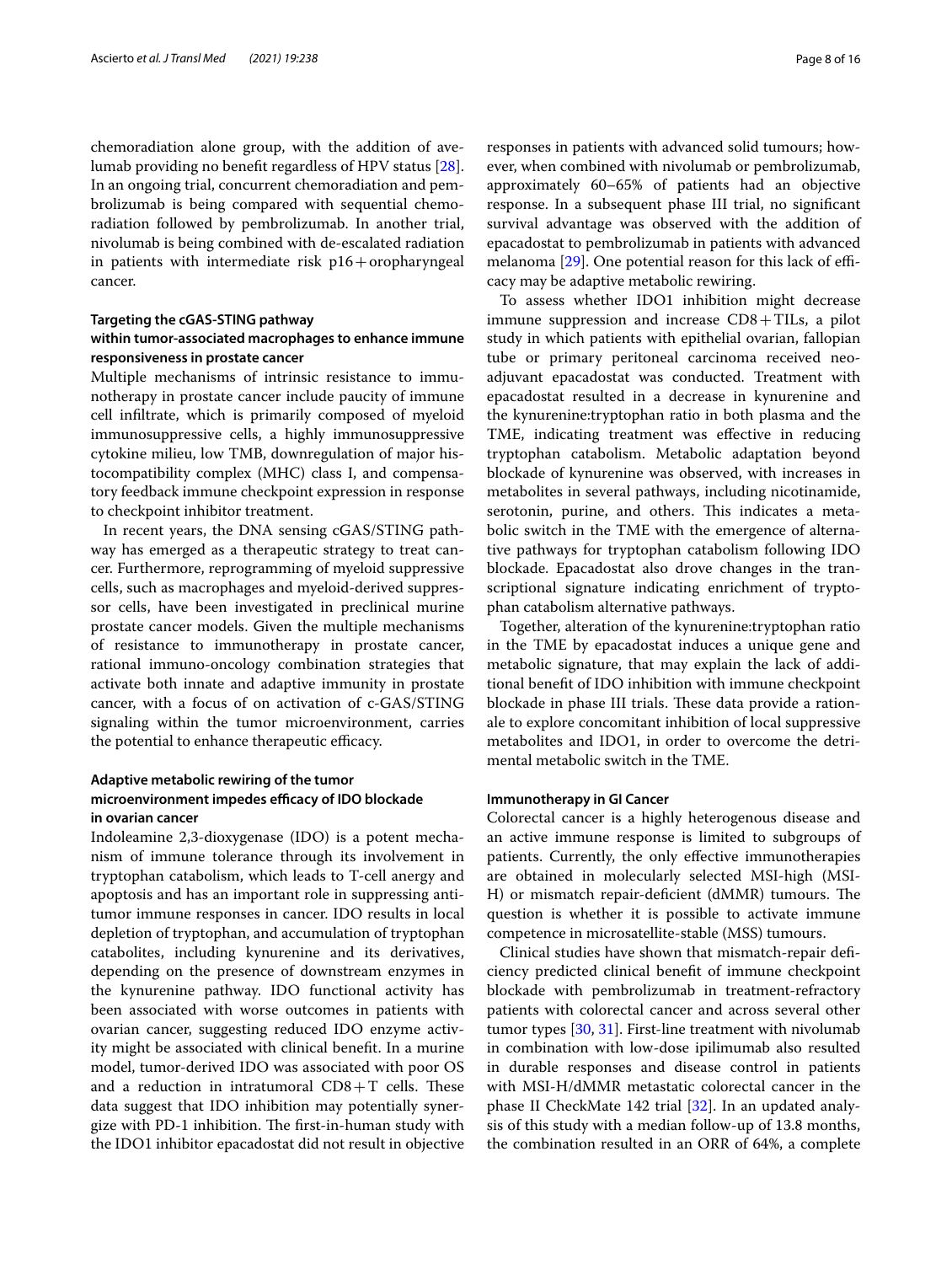chemoradiation alone group, with the addition of avelumab providing no benefit regardless of HPV status [28]. In an ongoing trial, concurrent chemoradiation and pembrolizumab is being compared with sequential chemoradiation followed by pembrolizumab. In another trial, nivolumab is being combined with de-escalated radiation in patients with intermediate risk p16+oropharyngeal cancer.

### Targeting the cGAS-STING pathway within tumor-associated macrophages to enhance immune responsiveness in prostate cancer

Multiple mechanisms of intrinsic resistance to immunotherapy in prostate cancer include paucity of immune cell infiltrate, which is primarily composed of myeloid immunosuppressive cells, a highly immunosuppressive cytokine milieu, low TMB, downregulation of major histocompatibility complex (MHC) class I, and compensatory feedback immune checkpoint expression in response to checkpoint inhibitor treatment.

In recent years, the DNA sensing cGAS/STING pathway has emerged as a therapeutic strategy to treat cancer. Furthermore, reprogramming of myeloid suppressive cells, such as macrophages and myeloid-derived suppressor cells, have been investigated in preclinical murine prostate cancer models. Given the multiple mechanisms of resistance to immunotherapy in prostate cancer, rational immuno-oncology combination strategies that activate both innate and adaptive immunity in prostate cancer, with a focus of on activation of c-GAS/STING signaling within the tumor microenvironment, carries the potential to enhance therapeutic efficacy.

### Adaptive metabolic rewiring of the tumor microenvironment impedes efficacy of IDO blockade in ovarian cancer

Indoleamine 2,3-dioxygenase (IDO) is a potent mechanism of immune tolerance through its involvement in tryptophan catabolism, which leads to T-cell anergy and apoptosis and has an important role in suppressing antitumor immune responses in cancer. IDO results in local depletion of tryptophan, and accumulation of tryptophan catabolites, including kynurenine and its derivatives, depending on the presence of downstream enzymes in the kynurenine pathway. IDO functional activity has been associated with worse outcomes in patients with ovarian cancer, suggesting reduced IDO enzyme activity might be associated with clinical benefit. In a murine model, tumor-derived IDO was associated with poor OS and a reduction in intratumoral CD8+T cells. These data suggest that IDO inhibition may potentially synergize with PD-1 inhibition. The first-in-human study with the IDO1 inhibitor epacadostat did not result in objective responses in patients with advanced solid tumours; however, when combined with nivolumab or pembrolizumab, approximately 60–65% of patients had an objective response. In a subsequent phase III trial, no significant survival advantage was observed with the addition of epacadostat to pembrolizumab in patients with advanced melanoma [29]. One potential reason for this lack of efficacy may be adaptive metabolic rewiring.

To assess whether IDO1 inhibition might decrease immune suppression and increase CD8+TILs, a pilot study in which patients with epithelial ovarian, fallopian tube or primary peritoneal carcinoma received neoadjuvant epacadostat was conducted. Treatment with epacadostat resulted in a decrease in kynurenine and the kynurenine:tryptophan ratio in both plasma and the TME, indicating treatment was effective in reducing tryptophan catabolism. Metabolic adaptation beyond blockade of kynurenine was observed, with increases in metabolites in several pathways, including nicotinamide, serotonin, purine, and others. This indicates a metabolic switch in the TME with the emergence of alternative pathways for tryptophan catabolism following IDO blockade. Epacadostat also drove changes in the transcriptional signature indicating enrichment of tryptophan catabolism alternative pathways.

Together, alteration of the kynurenine:tryptophan ratio in the TME by epacadostat induces a unique gene and metabolic signature, that may explain the lack of additional benefit of IDO inhibition with immune checkpoint blockade in phase III trials. These data provide a rationale to explore concomitant inhibition of local suppressive metabolites and IDO1, in order to overcome the detrimental metabolic switch in the TME.

### Immunotherapy in GI Cancer

Colorectal cancer is a highly heterogenous disease and an active immune response is limited to subgroups of patients. Currently, the only effective immunotherapies are obtained in molecularly selected MSI-high (MSI-H) or mismatch repair-deficient (dMMR) tumours. The question is whether it is possible to activate immune competence in microsatellite-stable (MSS) tumours.

Clinical studies have shown that mismatch-repair deficiency predicted clinical benefit of immune checkpoint blockade with pembrolizumab in treatment-refractory patients with colorectal cancer and across several other tumor types [30, 31]. First-line treatment with nivolumab in combination with low-dose ipilimumab also resulted in durable responses and disease control in patients with MSI-H/dMMR metastatic colorectal cancer in the phase II CheckMate 142 trial [32]. In an updated analysis of this study with a median follow-up of 13.8 months, the combination resulted in an ORR of 64%, a complete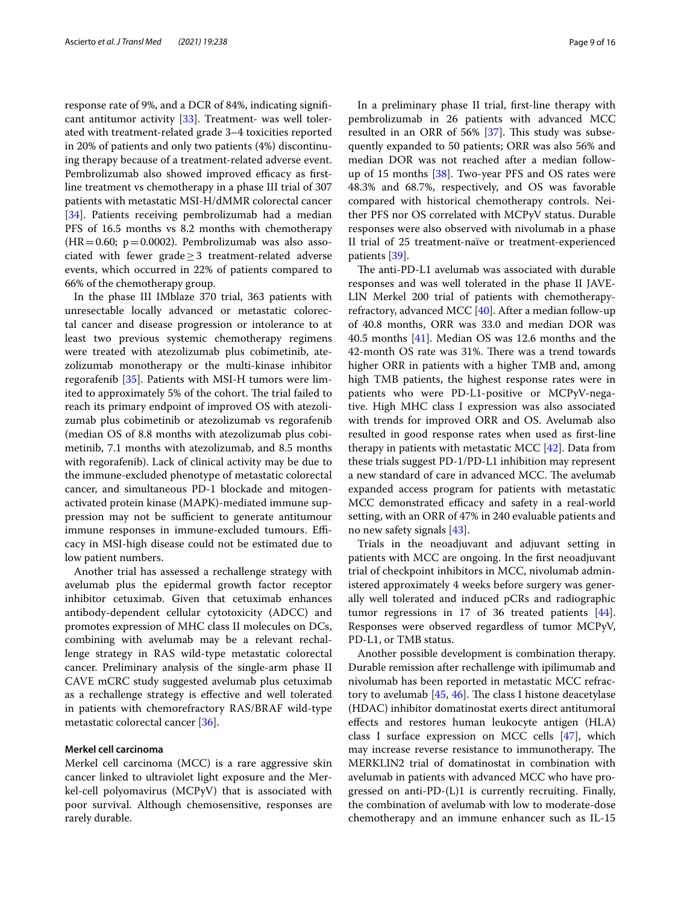response rate of 9%, and a DCR of 84%, indicating significant antitumor activity [33]. Treatment- was well tolerated with treatment-related grade 3–4 toxicities reported in 20% of patients and only two patients (4%) discontinuing therapy because of a treatment-related adverse event. Pembrolizumab also showed improved efficacy as first-line treatment vs chemotherapy in a phase III trial of 307 patients with metastatic MSI-H/dMMR colorectal cancer [34]. Patients receiving pembrolizumab had a median PFS of 16.5 months vs 8.2 months with chemotherapy (HR = 0.60; p = 0.0002). Pembrolizumab was also associated with fewer grade ≥ 3 treatment-related adverse events, which occurred in 22% of patients compared to 66% of the chemotherapy group.

In the phase III IMblaze 370 trial, 363 patients with unresectable locally advanced or metastatic colorectal cancer and disease progression or intolerance to at least two previous systemic chemotherapy regimens were treated with atezolizumab plus cobimetinib, atezolizumab monotherapy or the multi-kinase inhibitor regorafenib [35]. Patients with MSI-H tumors were limited to approximately 5% of the cohort. The trial failed to reach its primary endpoint of improved OS with atezolizumab plus cobimetinib or atezolizumab vs regorafenib (median OS of 8.8 months with atezolizumab plus cobimetinib, 7.1 months with atezolizumab, and 8.5 months with regorafenib). Lack of clinical activity may be due to the immune-excluded phenotype of metastatic colorectal cancer, and simultaneous PD-1 blockade and mitogen-activated protein kinase (MAPK)-mediated immune suppression may not be sufficient to generate antitumour immune responses in immune-excluded tumours. Efficacy in MSI-high disease could not be estimated due to low patient numbers.

Another trial has assessed a rechallenge strategy with avelumab plus the epidermal growth factor receptor inhibitor cetuximab. Given that cetuximab enhances antibody-dependent cellular cytotoxicity (ADCC) and promotes expression of MHC class II molecules on DCs, combining with avelumab may be a relevant rechallenge strategy in RAS wild-type metastatic colorectal cancer. Preliminary analysis of the single-arm phase II CAVE mCRC study suggested avelumab plus cetuximab as a rechallenge strategy is effective and well tolerated in patients with chemorefractory RAS/BRAF wild-type metastatic colorectal cancer [36].

#### Merkel cell carcinoma

Merkel cell carcinoma (MCC) is a rare aggressive skin cancer linked to ultraviolet light exposure and the Merkel-cell polyomavirus (MCPyV) that is associated with poor survival. Although chemosensitive, responses are rarely durable.

In a preliminary phase II trial, first-line therapy with pembrolizumab in 26 patients with advanced MCC resulted in an ORR of 56% [37]. This study was subsequently expanded to 50 patients; ORR was also 56% and median DOR was not reached after a median follow-up of 15 months [38]. Two-year PFS and OS rates were 48.3% and 68.7%, respectively, and OS was favorable compared with historical chemotherapy controls. Neither PFS nor OS correlated with MCPyV status. Durable responses were also observed with nivolumab in a phase II trial of 25 treatment-naïve or treatment-experienced patients [39].

The anti-PD-L1 avelumab was associated with durable responses and was well tolerated in the phase II JAVELIN Merkel 200 trial of patients with chemotherapy-refractory, advanced MCC [40]. After a median follow-up of 40.8 months, ORR was 33.0 and median DOR was 40.5 months [41]. Median OS was 12.6 months and the 42-month OS rate was 31%. There was a trend towards higher ORR in patients with a higher TMB and, among high TMB patients, the highest response rates were in patients who were PD-L1-positive or MCPyV-negative. High MHC class I expression was also associated with trends for improved ORR and OS. Avelumab also resulted in good response rates when used as first-line therapy in patients with metastatic MCC [42]. Data from these trials suggest PD-1/PD-L1 inhibition may represent a new standard of care in advanced MCC. The avelumab expanded access program for patients with metastatic MCC demonstrated efficacy and safety in a real-world setting, with an ORR of 47% in 240 evaluable patients and no new safety signals [43].

Trials in the neoadjuvant and adjuvant setting in patients with MCC are ongoing. In the first neoadjuvant trial of checkpoint inhibitors in MCC, nivolumab administered approximately 4 weeks before surgery was generally well tolerated and induced pCRs and radiographic tumor regressions in 17 of 36 treated patients [44]. Responses were observed regardless of tumor MCPyV, PD-L1, or TMB status.

Another possible development is combination therapy. Durable remission after rechallenge with ipilimumab and nivolumab has been reported in metastatic MCC refractory to avelumab [45, 46]. The class I histone deacetylase (HDAC) inhibitor domatinostat exerts direct antitumoral effects and restores human leukocyte antigen (HLA) class I surface expression on MCC cells [47], which may increase reverse resistance to immunotherapy. The MERKLIN2 trial of domatinostat in combination with avelumab in patients with advanced MCC who have progressed on anti-PD-(L)1 is currently recruiting. Finally, the combination of avelumab with low to moderate-dose chemotherapy and an immune enhancer such as IL-15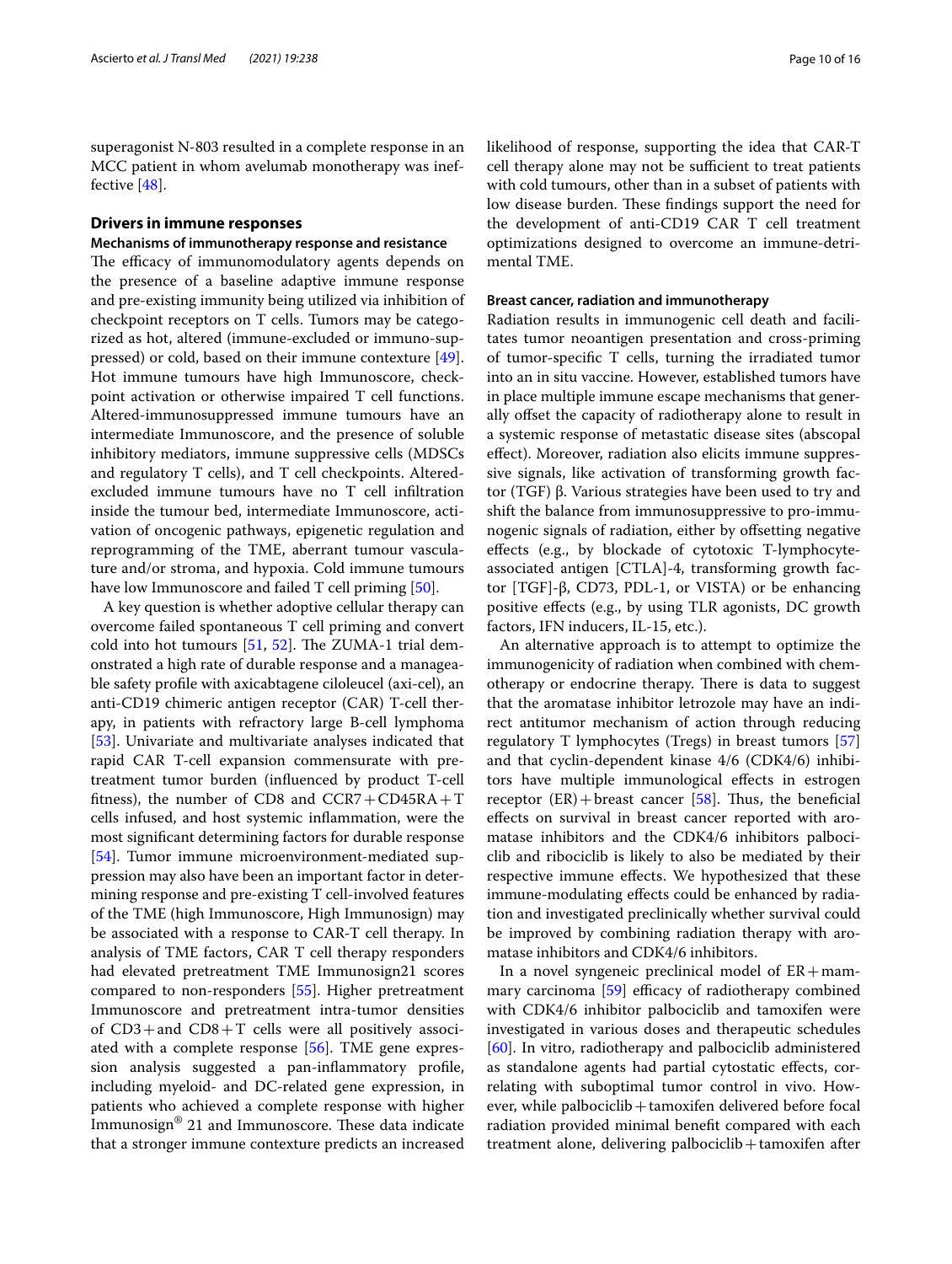superagonist N-803 resulted in a complete response in an MCC patient in whom avelumab monotherapy was ineffective [48].

## Drivers in immune responses

### Mechanisms of immunotherapy response and resistance

The efficacy of immunomodulatory agents depends on the presence of a baseline adaptive immune response and pre-existing immunity being utilized via inhibition of checkpoint receptors on T cells. Tumors may be categorized as hot, altered (immune-excluded or immuno-suppressed) or cold, based on their immune contexture [49]. Hot immune tumours have high Immunoscore, checkpoint activation or otherwise impaired T cell functions. Altered-immunosuppressed immune tumours have an intermediate Immunoscore, and the presence of soluble inhibitory mediators, immune suppressive cells (MDSCs and regulatory T cells), and T cell checkpoints. Altered-excluded immune tumours have no T cell infiltration inside the tumour bed, intermediate Immunoscore, activation of oncogenic pathways, epigenetic regulation and reprogramming of the TME, aberrant tumour vasculature and/or stroma, and hypoxia. Cold immune tumours have low Immunoscore and failed T cell priming [50].

A key question is whether adoptive cellular therapy can overcome failed spontaneous T cell priming and convert cold into hot tumours [51, 52]. The ZUMA-1 trial demonstrated a high rate of durable response and a manageable safety profile with axicabtagene ciloleucel (axi-cel), an anti-CD19 chimeric antigen receptor (CAR) T-cell therapy, in patients with refractory large B-cell lymphoma [53]. Univariate and multivariate analyses indicated that rapid CAR T-cell expansion commensurate with pretreatment tumor burden (influenced by product T-cell fitness), the number of CD8 and CCR7 + CD45RA + T cells infused, and host systemic inflammation, were the most significant determining factors for durable response [54]. Tumor immune microenvironment-mediated suppression may also have been an important factor in determining response and pre-existing T cell-involved features of the TME (high Immunoscore, High Immunosign) may be associated with a response to CAR-T cell therapy. In analysis of TME factors, CAR T cell therapy responders had elevated pretreatment TME Immunosign21 scores compared to non-responders [55]. Higher pretreatment Immunoscore and pretreatment intra-tumor densities of CD3 + and CD8 + T cells were all positively associated with a complete response [56]. TME gene expression analysis suggested a pan-inflammatory profile, including myeloid- and DC-related gene expression, in patients who achieved a complete response with higher Immunosign® 21 and Immunoscore. These data indicate that a stronger immune contexture predicts an increased likelihood of response, supporting the idea that CAR-T cell therapy alone may not be sufficient to treat patients with cold tumours, other than in a subset of patients with low disease burden. These findings support the need for the development of anti-CD19 CAR T cell treatment optimizations designed to overcome an immune-detrimental TME.

### Breast cancer, radiation and immunotherapy

Radiation results in immunogenic cell death and facilitates tumor neoantigen presentation and cross-priming of tumor-specific T cells, turning the irradiated tumor into an in situ vaccine. However, established tumors have in place multiple immune escape mechanisms that generally offset the capacity of radiotherapy alone to result in a systemic response of metastatic disease sites (abscopal effect). Moreover, radiation also elicits immune suppressive signals, like activation of transforming growth factor (TGF) β. Various strategies have been used to try and shift the balance from immunosuppressive to pro-immunogenic signals of radiation, either by offsetting negative effects (e.g., by blockade of cytotoxic T-lymphocyte-associated antigen [CTLA]-4, transforming growth factor [TGF]-β, CD73, PDL-1, or VISTA) or be enhancing positive effects (e.g., by using TLR agonists, DC growth factors, IFN inducers, IL-15, etc.).

An alternative approach is to attempt to optimize the immunogenicity of radiation when combined with chemotherapy or endocrine therapy. There is data to suggest that the aromatase inhibitor letrozole may have an indirect antitumor mechanism of action through reducing regulatory T lymphocytes (Tregs) in breast tumors [57] and that cyclin-dependent kinase 4/6 (CDK4/6) inhibitors have multiple immunological effects in estrogen receptor (ER) + breast cancer [58]. Thus, the beneficial effects on survival in breast cancer reported with aromatase inhibitors and the CDK4/6 inhibitors palbociclib and ribociclib is likely to also be mediated by their respective immune effects. We hypothesized that these immune-modulating effects could be enhanced by radiation and investigated preclinically whether survival could be improved by combining radiation therapy with aromatase inhibitors and CDK4/6 inhibitors.

In a novel syngeneic preclinical model of ER + mammary carcinoma [59] efficacy of radiotherapy combined with CDK4/6 inhibitor palbociclib and tamoxifen were investigated in various doses and therapeutic schedules [60]. In vitro, radiotherapy and palbociclib administered as standalone agents had partial cytostatic effects, correlating with suboptimal tumor control in vivo. However, while palbociclib + tamoxifen delivered before focal radiation provided minimal benefit compared with each treatment alone, delivering palbociclib + tamoxifen after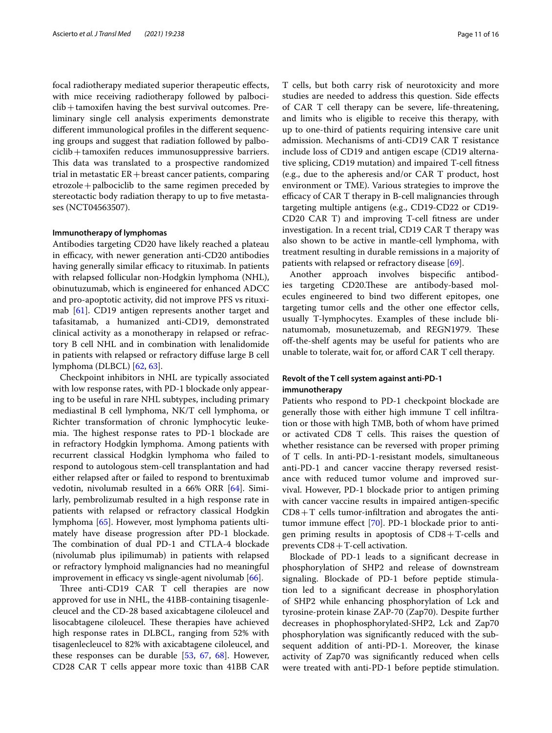focal radiotherapy mediated superior therapeutic effects, with mice receiving radiotherapy followed by palbociclib + tamoxifen having the best survival outcomes. Preliminary single cell analysis experiments demonstrate different immunological profiles in the different sequencing groups and suggest that radiation followed by palbociclib + tamoxifen reduces immunosuppressive barriers. This data was translated to a prospective randomized trial in metastatic ER + breast cancer patients, comparing etrozole + palbociclib to the same regimen preceded by stereotactic body radiation therapy to up to five metastases (NCT04563507).

#### Immunotherapy of lymphomas

Antibodies targeting CD20 have likely reached a plateau in efficacy, with newer generation anti-CD20 antibodies having generally similar efficacy to rituximab. In patients with relapsed follicular non-Hodgkin lymphoma (NHL), obinutuzumab, which is engineered for enhanced ADCC and pro-apoptotic activity, did not improve PFS vs rituximab [61]. CD19 antigen represents another target and tafasitamab, a humanized anti-CD19, demonstrated clinical activity as a monotherapy in relapsed or refractory B cell NHL and in combination with lenalidomide in patients with relapsed or refractory diffuse large B cell lymphoma (DLBCL) [62, 63].

Checkpoint inhibitors in NHL are typically associated with low response rates, with PD-1 blockade only appearing to be useful in rare NHL subtypes, including primary mediastinal B cell lymphoma, NK/T cell lymphoma, or Richter transformation of chronic lymphocytic leukemia. The highest response rates to PD-1 blockade are in refractory Hodgkin lymphoma. Among patients with recurrent classical Hodgkin lymphoma who failed to respond to autologous stem-cell transplantation and had either relapsed after or failed to respond to brentuximab vedotin, nivolumab resulted in a 66% ORR [64]. Similarly, pembrolizumab resulted in a high response rate in patients with relapsed or refractory classical Hodgkin lymphoma [65]. However, most lymphoma patients ultimately have disease progression after PD-1 blockade. The combination of dual PD-1 and CTLA-4 blockade (nivolumab plus ipilimumab) in patients with relapsed or refractory lymphoid malignancies had no meaningful improvement in efficacy vs single-agent nivolumab [66].

Three anti-CD19 CAR T cell therapies are now approved for use in NHL, the 41BB-containing tisagenlecleucel and the CD-28 based axicabtagene ciloleucel and lisocabtagene ciloleucel. These therapies have achieved high response rates in DLBCL, ranging from 52% with tisagenlecleucel to 82% with axicabtagene ciloleucel, and these responses can be durable [53, 67, 68]. However, CD28 CAR T cells appear more toxic than 41BB CAR T cells, but both carry risk of neurotoxicity and more studies are needed to address this question. Side effects of CAR T cell therapy can be severe, life-threatening, and limits who is eligible to receive this therapy, with up to one-third of patients requiring intensive care unit admission. Mechanisms of anti-CD19 CAR T resistance include loss of CD19 and antigen escape (CD19 alternative splicing, CD19 mutation) and impaired T-cell fitness (e.g., due to the apheresis and/or CAR T product, host environment or TME). Various strategies to improve the efficacy of CAR T therapy in B-cell malignancies through targeting multiple antigens (e.g., CD19-CD22 or CD19-CD20 CAR T) and improving T-cell fitness are under investigation. In a recent trial, CD19 CAR T therapy was also shown to be active in mantle-cell lymphoma, with treatment resulting in durable remissions in a majority of patients with relapsed or refractory disease [69].

Another approach involves bispecific antibodies targeting CD20.These are antibody-based molecules engineered to bind two different epitopes, one targeting tumor cells and the other one effector cells, usually T-lymphocytes. Examples of these include blinatumomab, mosunetuzemab, and REGN1979. These off-the-shelf agents may be useful for patients who are unable to tolerate, wait for, or afford CAR T cell therapy.

### Revolt of the T cell system against anti-PD-1 immunotherapy

Patients who respond to PD-1 checkpoint blockade are generally those with either high immune T cell infiltration or those with high TMB, both of whom have primed or activated CD8 T cells. This raises the question of whether resistance can be reversed with proper priming of T cells. In anti-PD-1-resistant models, simultaneous anti-PD-1 and cancer vaccine therapy reversed resistance with reduced tumor volume and improved survival. However, PD-1 blockade prior to antigen priming with cancer vaccine results in impaired antigen-specific CD8 + T cells tumor-infiltration and abrogates the antitumor immune effect [70]. PD-1 blockade prior to antigen priming results in apoptosis of CD8 + T-cells and prevents CD8 + T-cell activation.

Blockade of PD-1 leads to a significant decrease in phosphorylation of SHP2 and release of downstream signaling. Blockade of PD-1 before peptide stimulation led to a significant decrease in phosphorylation of SHP2 while enhancing phosphorylation of Lck and tyrosine-protein kinase ZAP-70 (Zap70). Despite further decreases in phophosphorylated-SHP2, Lck and Zap70 phosphorylation was significantly reduced with the subsequent addition of anti-PD-1. Moreover, the kinase activity of Zap70 was significantly reduced when cells were treated with anti-PD-1 before peptide stimulation.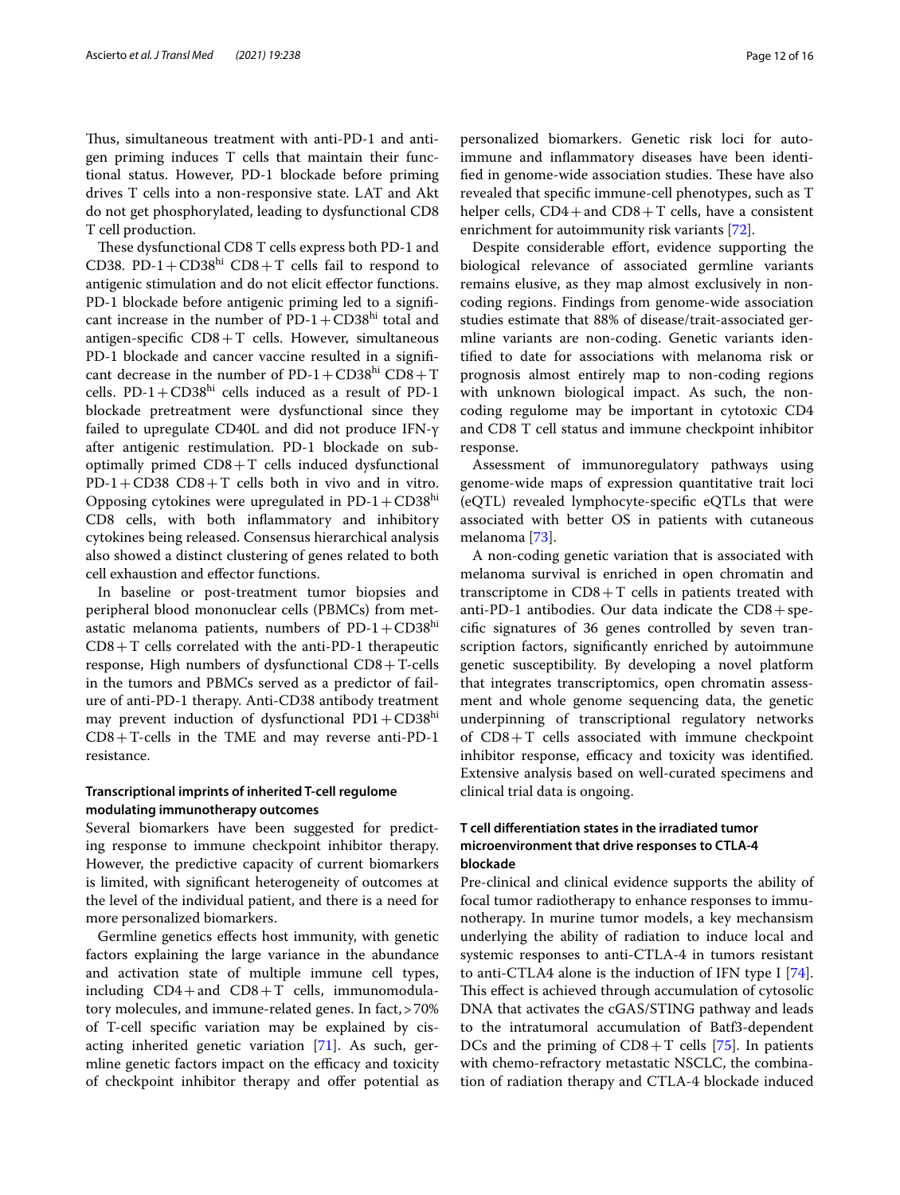Thus, simultaneous treatment with anti-PD-1 and antigen priming induces T cells that maintain their functional status. However, PD-1 blockade before priming drives T cells into a non-responsive state. LAT and Akt do not get phosphorylated, leading to dysfunctional CD8 T cell production.

These dysfunctional CD8 T cells express both PD-1 and CD38. PD-1 + CD38$^{hi}$ CD8 + T cells fail to respond to antigenic stimulation and do not elicit effector functions. PD-1 blockade before antigenic priming led to a significant increase in the number of PD-1 + CD38$^{hi}$ total and antigen-specific CD8 + T cells. However, simultaneous PD-1 blockade and cancer vaccine resulted in a significant decrease in the number of PD-1 + CD38$^{hi}$ CD8 + T cells. PD-1 + CD38$^{hi}$ cells induced as a result of PD-1 blockade pretreatment were dysfunctional since they failed to upregulate CD40L and did not produce IFN-γ after antigenic restimulation. PD-1 blockade on sub-optimally primed CD8 + T cells induced dysfunctional PD-1 + CD38 CD8 + T cells both in vivo and in vitro. Opposing cytokines were upregulated in PD-1 + CD38$^{hi}$ CD8 cells, with both inflammatory and inhibitory cytokines being released. Consensus hierarchical analysis also showed a distinct clustering of genes related to both cell exhaustion and effector functions.

In baseline or post-treatment tumor biopsies and peripheral blood mononuclear cells (PBMCs) from metastatic melanoma patients, numbers of PD-1 + CD38$^{hi}$ CD8 + T cells correlated with the anti-PD-1 therapeutic response, High numbers of dysfunctional CD8 + T-cells in the tumors and PBMCs served as a predictor of failure of anti-PD-1 therapy. Anti-CD38 antibody treatment may prevent induction of dysfunctional PD1 + CD38$^{hi}$ CD8 + T-cells in the TME and may reverse anti-PD-1 resistance.

### Transcriptional imprints of inherited T-cell regulome modulating immunotherapy outcomes

Several biomarkers have been suggested for predicting response to immune checkpoint inhibitor therapy. However, the predictive capacity of current biomarkers is limited, with significant heterogeneity of outcomes at the level of the individual patient, and there is a need for more personalized biomarkers.

Germline genetics effects host immunity, with genetic factors explaining the large variance in the abundance and activation state of multiple immune cell types, including CD4 + and CD8 + T cells, immunomodulatory molecules, and immune-related genes. In fact, > 70% of T-cell specific variation may be explained by cis-acting inherited genetic variation [71]. As such, germline genetic factors impact on the efficacy and toxicity of checkpoint inhibitor therapy and offer potential as personalized biomarkers. Genetic risk loci for autoimmune and inflammatory diseases have been identified in genome-wide association studies. These have also revealed that specific immune-cell phenotypes, such as T helper cells, CD4 + and CD8 + T cells, have a consistent enrichment for autoimmunity risk variants [72].

Despite considerable effort, evidence supporting the biological relevance of associated germline variants remains elusive, as they map almost exclusively in non-coding regions. Findings from genome-wide association studies estimate that 88% of disease/trait-associated germline variants are non-coding. Genetic variants identified to date for associations with melanoma risk or prognosis almost entirely map to non-coding regions with unknown biological impact. As such, the non-coding regulome may be important in cytotoxic CD4 and CD8 T cell status and immune checkpoint inhibitor response.

Assessment of immunoregulatory pathways using genome-wide maps of expression quantitative trait loci (eQTL) revealed lymphocyte-specific eQTLs that were associated with better OS in patients with cutaneous melanoma [73].

A non-coding genetic variation that is associated with melanoma survival is enriched in open chromatin and transcriptome in CD8 + T cells in patients treated with anti-PD-1 antibodies. Our data indicate the CD8 + specific signatures of 36 genes controlled by seven transcription factors, significantly enriched by autoimmune genetic susceptibility. By developing a novel platform that integrates transcriptomics, open chromatin assessment and whole genome sequencing data, the genetic underpinning of transcriptional regulatory networks of CD8 + T cells associated with immune checkpoint inhibitor response, efficacy and toxicity was identified. Extensive analysis based on well-curated specimens and clinical trial data is ongoing.

### T cell differentiation states in the irradiated tumor microenvironment that drive responses to CTLA-4 blockade

Pre-clinical and clinical evidence supports the ability of focal tumor radiotherapy to enhance responses to immunotherapy. In murine tumor models, a key mechanism underlying the ability of radiation to induce local and systemic responses to anti-CTLA-4 in tumors resistant to anti-CTLA4 alone is the induction of IFN type I [74]. This effect is achieved through accumulation of cytosolic DNA that activates the cGAS/STING pathway and leads to the intratumoral accumulation of Batf3-dependent DCs and the priming of CD8 + T cells [75]. In patients with chemo-refractory metastatic NSCLC, the combination of radiation therapy and CTLA-4 blockade induced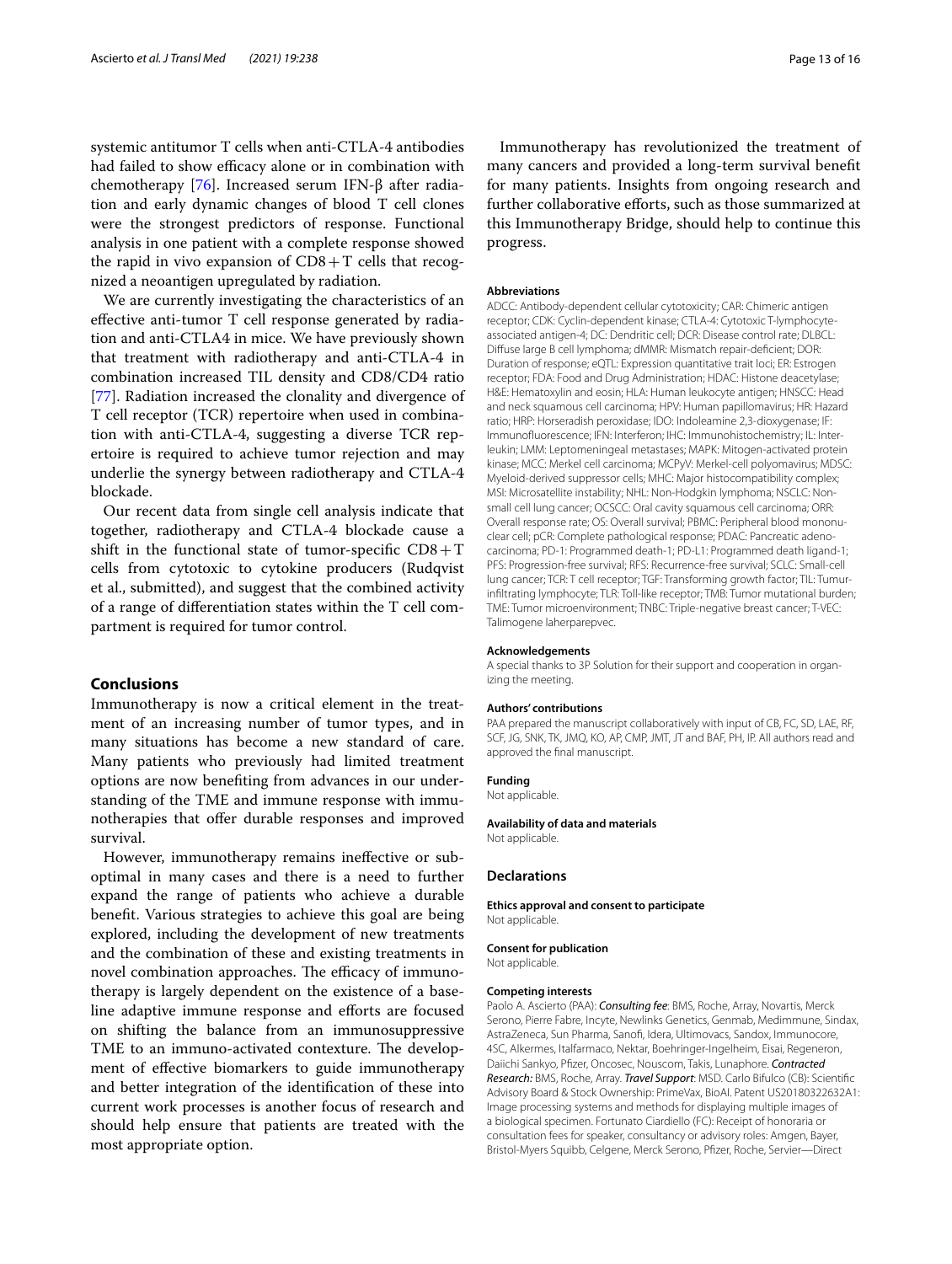systemic antitumor T cells when anti-CTLA-4 antibodies had failed to show efficacy alone or in combination with chemotherapy [76]. Increased serum IFN-β after radiation and early dynamic changes of blood T cell clones were the strongest predictors of response. Functional analysis in one patient with a complete response showed the rapid in vivo expansion of CD8 + T cells that recognized a neoantigen upregulated by radiation.

We are currently investigating the characteristics of an effective anti-tumor T cell response generated by radiation and anti-CTLA4 in mice. We have previously shown that treatment with radiotherapy and anti-CTLA-4 in combination increased TIL density and CD8/CD4 ratio [77]. Radiation increased the clonality and divergence of T cell receptor (TCR) repertoire when used in combination with anti-CTLA-4, suggesting a diverse TCR repertoire is required to achieve tumor rejection and may underlie the synergy between radiotherapy and CTLA-4 blockade.

Our recent data from single cell analysis indicate that together, radiotherapy and CTLA-4 blockade cause a shift in the functional state of tumor-specific CD8 + T cells from cytotoxic to cytokine producers (Rudqvist et al., submitted), and suggest that the combined activity of a range of differentiation states within the T cell compartment is required for tumor control.

## Conclusions

Immunotherapy is now a critical element in the treatment of an increasing number of tumor types, and in many situations has become a new standard of care. Many patients who previously had limited treatment options are now benefiting from advances in our understanding of the TME and immune response with immunotherapies that offer durable responses and improved survival.

However, immunotherapy remains ineffective or suboptimal in many cases and there is a need to further expand the range of patients who achieve a durable benefit. Various strategies to achieve this goal are being explored, including the development of new treatments and the combination of these and existing treatments in novel combination approaches. The efficacy of immunotherapy is largely dependent on the existence of a baseline adaptive immune response and efforts are focused on shifting the balance from an immunosuppressive TME to an immuno-activated contexture. The development of effective biomarkers to guide immunotherapy and better integration of the identification of these into current work processes is another focus of research and should help ensure that patients are treated with the most appropriate option.

Immunotherapy has revolutionized the treatment of many cancers and provided a long-term survival benefit for many patients. Insights from ongoing research and further collaborative efforts, such as those summarized at this Immunotherapy Bridge, should help to continue this progress.

#### Abbreviations

ADCC: Antibody-dependent cellular cytotoxicity; CAR: Chimeric antigen receptor; CDK: Cyclin-dependent kinase; CTLA-4: Cytotoxic T-lymphocyte-associated antigen-4; DC: Dendritic cell; DCR: Disease control rate; DLBCL: Diffuse large B cell lymphoma; dMMR: Mismatch repair-deficient; DOR: Duration of response; eQTL: Expression quantitative trait loci; ER: Estrogen receptor; FDA: Food and Drug Administration; HDAC: Histone deacetylase; H&E: Hematoxylin and eosin; HLA: Human leukocyte antigen; HNSCC: Head and neck squamous cell carcinoma; HPV: Human papillomavirus; HR: Hazard ratio; HRP: Horseradish peroxidase; IDO: Indoleamine 2,3-dioxygenase; IF: Immunofluorescence; IFN: Interferon; IHC: Immunohistochemistry; IL: Interleukin; LMM: Leptomeningeal metastases; MAPK: Mitogen-activated protein kinase; MCC: Merkel cell carcinoma; MCPyV: Merkel-cell polyomavirus; MDSC: Myeloid-derived suppressor cells; MHC: Major histocompatibility complex; MSI: Microsatellite instability; NHL: Non-Hodgkin lymphoma; NSCLC: Non-small cell lung cancer; OCSCC: Oral cavity squamous cell carcinoma; ORR: Overall response rate; OS: Overall survival; PBMC: Peripheral blood mononuclear cell; pCR: Complete pathological response; PDAC: Pancreatic adenocarcinoma; PD-1: Programmed death-1; PD-L1: Programmed death ligand-1; PFS: Progression-free survival; RFS: Recurrence-free survival; SCLC: Small-cell lung cancer; TCR: T cell receptor; TGF: Transforming growth factor; TIL: Tumor-infiltrating lymphocyte; TLR: Toll-like receptor; TMB: Tumor mutational burden; TME: Tumor microenvironment; TNBC: Triple-negative breast cancer; T-VEC: Talimogene laherparepvec.

#### Acknowledgements

A special thanks to 3P Solution for their support and cooperation in organizing the meeting.

#### Authors' contributions

PAA prepared the manuscript collaboratively with input of CB, FC, SD, LAE, RF, SCF, JG, SNK, TK, JMQ, KO, AP, CMP, JMT, JT and BAF, PH, IP. All authors read and approved the final manuscript.

#### Funding

Not applicable.

#### Availability of data and materials

Not applicable.

### Declarations

#### Ethics approval and consent to participate

Not applicable.

#### Consent for publication

Not applicable.

#### Competing interests

Paolo A. Ascierto (PAA): ***Consulting fee***: BMS, Roche, Array, Novartis, Merck Serono, Pierre Fabre, Incyte, Newlinks Genetics, Genmab, Medimmune, Sindax, AstraZeneca, Sun Pharma, Sanofi, Idera, Ultimovacs, Sandox, Immunocore, 4SC, Alkermes, Italfarmaco, Nektar, Boehringer-Ingelheim, Eisai, Regeneron, Daiichi Sankyo, Pfizer, Oncosec, Nouscom, Takis, Lunaphore. ***Contracted Research:*** BMS, Roche, Array. ***Travel Support***: MSD. Carlo Bifulco (CB): Scientific Advisory Board & Stock Ownership: PrimeVax, BioAI. Patent US20180322632A1: Image processing systems and methods for displaying multiple images of a biological specimen. Fortunato Ciardiello (FC): Receipt of honoraria or consultation fees for speaker, consultancy or advisory roles: Amgen, Bayer, Bristol-Myers Squibb, Celgene, Merck Serono, Pfizer, Roche, Servier—Direct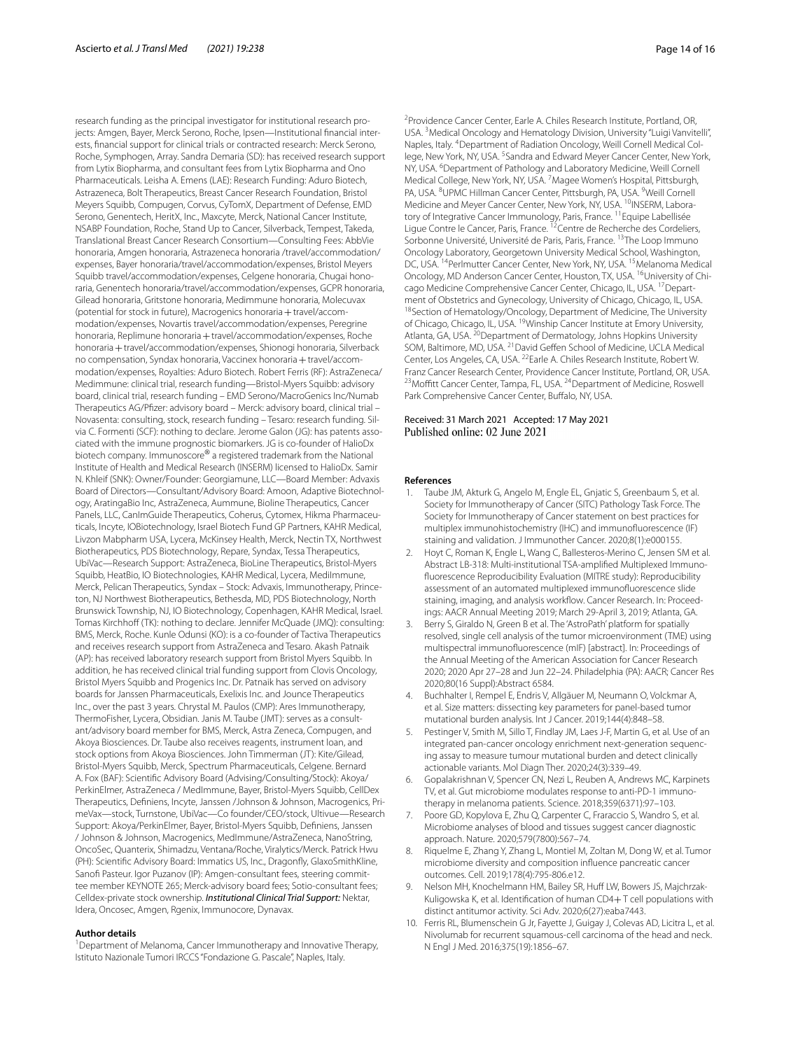research funding as the principal investigator for institutional research projects: Amgen, Bayer, Merck Serono, Roche, Ipsen—Institutional financial interests, financial support for clinical trials or contracted research: Merck Serono, Roche, Symphogen, Array. Sandra Demaria (SD): has received research support from Lytix Biopharma, and consultant fees from Lytix Biopharma and Ono Pharmaceuticals. Leisha A. Emens (LAE): Research Funding: Aduro Biotech, Astrazeneca, Bolt Therapeutics, Breast Cancer Research Foundation, Bristol Meyers Squibb, Compugen, Corvus, CyTomX, Department of Defense, EMD Serono, Genentech, HeritX, Inc., Maxcyte, Merck, National Cancer Institute, NSABP Foundation, Roche, Stand Up to Cancer, Silverback, Tempest, Takeda, Translational Breast Cancer Research Consortium—Consulting Fees: AbbVie honoraria, Amgen honoraria, Astrazeneca honoraria /travel/accommodation/ expenses, Bayer honoraria/travel/accommodation/expenses, Bristol Meyers Squibb travel/accommodation/expenses, Celgene honoraria, Chugai honoraria, Genentech honoraria/travel/accommodation/expenses, GCPR honoraria, Gilead honoraria, Gritstone honoraria, Medimmune honoraria, Molecuvax (potential for stock in future), Macrogenics honoraria + travel/accommodation/expenses, Novartis travel/accommodation/expenses, Peregrine honoraria, Replimune honoraria + travel/accommodation/expenses, Roche honoraria + travel/accommodation/expenses, Shionogi honoraria, Silverback no compensation, Syndax honoraria, Vaccinex honoraria + travel/accommodation/expenses, Royalties: Aduro Biotech. Robert Ferris (RF): AstraZeneca/ Medimmune: clinical trial, research funding—Bristol-Myers Squibb: advisory board, clinical trial, research funding – EMD Serono/MacroGenics Inc/Numab Therapeutics AG/Pfizer: advisory board – Merck: advisory board, clinical trial – Novasenta: consulting, stock, research funding – Tesaro: research funding. Silvia C. Formenti (SCF): nothing to declare. Jerome Galon (JG): has patents associated with the immune prognostic biomarkers. JG is co-founder of HalioDx biotech company. Immunoscore® a registered trademark from the National Institute of Health and Medical Research (INSERM) licensed to HalioDx. Samir N. Khleif (SNK): Owner/Founder: Georgiamune, LLC—Board Member: Advaxis Board of Directors—Consultant/Advisory Board: Amoon, Adaptive Biotechnology, AratingaBio Inc, AstraZeneca, Aummune, Bioline Therapeutics, Cancer Panels, LLC, CanImGuide Therapeutics, Coherus, Cytomex, Hikma Pharmaceuticals, Incyte, IOBiotechnology, Israel Biotech Fund GP Partners, KAHR Medical, Livzon Mabpharm USA, Lycera, McKinsey Health, Merck, Nectin TX, Northwest Biotherapeutics, PDS Biotechnology, Repare, Syndax, Tessa Therapeutics, UbiVac—Research Support: AstraZeneca, BioLine Therapeutics, Bristol-Myers Squibb, HeatBio, IO Biotechnologies, KAHR Medical, Lycera, MedImmune, Merck, Pelican Therapeutics, Syndax – Stock: Advaxis, Immunotherapy, Princeton, NJ Northwest Biotherapeutics, Bethesda, MD, PDS Biotechnology, North Brunswick Township, NJ, IO Biotechnology, Copenhagen, KAHR Medical, Israel. Tomas Kirchhoff (TK): nothing to declare. Jennifer McQuade (JMQ): consulting: BMS, Merck, Roche. Kunle Odunsi (KO): is a co-founder of Tactiva Therapeutics and receives research support from AstraZeneca and Tesaro. Akash Patnaik (AP): has received laboratory research support from Bristol Myers Squibb. In addition, he has received clinical trial funding support from Clovis Oncology, Bristol Myers Squibb and Progenics Inc. Dr. Patnaik has served on advisory boards for Janssen Pharmaceuticals, Exelixis Inc. and Jounce Therapeutics Inc., over the past 3 years. Chrystal M. Paulos (CMP): Ares Immunotherapy, ThermoFisher, Lycera, Obsidian. Janis M. Taube (JMT): serves as a consultant/advisory board member for BMS, Merck, Astra Zeneca, Compugen, and Akoya Biosciences. Dr. Taube also receives reagents, instrument loan, and stock options from Akoya Biosciences. John Timmerman (JT): Kite/Gilead, Bristol-Myers Squibb, Merck, Spectrum Pharmaceuticals, Celgene. Bernard A. Fox (BAF): Scientific Advisory Board (Advising/Consulting/Stock): Akoya/ PerkinElmer, AstraZeneca / MedImmune, Bayer, Bristol-Myers Squibb, CellDex Therapeutics, Definiens, Incyte, Janssen /Johnson & Johnson, Macrogenics, PrimeVax—stock, Turnstone, UbiVac—Co founder/CEO/stock, Ultivue—Research Support: Akoya/PerkinElmer, Bayer, Bristol-Myers Squibb, Definiens, Janssen / Johnson & Johnson, Macrogenics, MedImmune/AstraZeneca, NanoString, OncoSec, Quanterix, Shimadzu, Ventana/Roche, Viralytics/Merck. Patrick Hwu (PH): Scientific Advisory Board: Immatics US, Inc., Dragonfly, GlaxoSmithKline, Sanofi Pasteur. Igor Puzanov (IP): Amgen-consultant fees, steering committee member KEYNOTE 265; Merck-advisory board fees; Sotio-consultant fees; Celldex-private stock ownership. ***Institutional Clinical Trial Support:*** Nektar, Idera, Oncosec, Amgen, Rgenix, Immunocore, Dynavax.

#### Author details

[1]Department of Melanoma, Cancer Immunotherapy and Innovative Therapy, Istituto Nazionale Tumori IRCCS "Fondazione G. Pascale", Naples, Italy. [2]Providence Cancer Center, Earle A. Chiles Research Institute, Portland, OR, USA. [3]Medical Oncology and Hematology Division, University "Luigi Vanvitelli", Naples, Italy. [4]Department of Radiation Oncology, Weill Cornell Medical College, New York, NY, USA. [5]Sandra and Edward Meyer Cancer Center, New York, NY, USA. [6]Department of Pathology and Laboratory Medicine, Weill Cornell Medical College, New York, NY, USA. [7]Magee Women's Hospital, Pittsburgh, PA, USA. [8]UPMC Hillman Cancer Center, Pittsburgh, PA, USA. [9]Weill Cornell Medicine and Meyer Cancer Center, New York, NY, USA. [10]INSERM, Laboratory of Integrative Cancer Immunology, Paris, France. [11]Equipe Labellisée Ligue Contre le Cancer, Paris, France. [12]Centre de Recherche des Cordeliers, Sorbonne Université, Université de Paris, Paris, France. [13]The Loop Immuno Oncology Laboratory, Georgetown University Medical School, Washington, DC, USA. [14]Perlmutter Cancer Center, New York, NY, USA. [15]Melanoma Medical Oncology, MD Anderson Cancer Center, Houston, TX, USA. [16]University of Chicago Medicine Comprehensive Cancer Center, Chicago, IL, USA. [17]Department of Obstetrics and Gynecology, University of Chicago, Chicago, IL, USA. [18]Section of Hematology/Oncology, Department of Medicine, The University of Chicago, Chicago, IL, USA. [19]Winship Cancer Institute at Emory University, Atlanta, GA, USA. [20]Department of Dermatology, Johns Hopkins University SOM, Baltimore, MD, USA. [21]David Geffen School of Medicine, UCLA Medical Center, Los Angeles, CA, USA. [22]Earle A. Chiles Research Institute, Robert W. Franz Cancer Research Center, Providence Cancer Institute, Portland, OR, USA. [23]Moffitt Cancer Center, Tampa, FL, USA. [24]Department of Medicine, Roswell Park Comprehensive Cancer Center, Buffalo, NY, USA.

Received: 31 March 2021 Accepted: 17 May 2021
Published online: 02 June 2021

#### References

1. Taube JM, Akturk G, Angelo M, Engle EL, Gnjatic S, Greenbaum S, et al. Society for Immunotherapy of Cancer (SITC) Pathology Task Force. The Society for Immunotherapy of Cancer statement on best practices for multiplex immunohistochemistry (IHC) and immunofluorescence (IF) staining and validation. J Immunother Cancer. 2020;8(1):e000155.
2. Hoyt C, Roman K, Engle L, Wang C, Ballesteros-Merino C, Jensen SM et al. Abstract LB-318: Multi-institutional TSA-amplified Multiplexed Immunofluorescence Reproducibility Evaluation (MITRE study): Reproducibility assessment of an automated multiplexed immunofluorescence slide staining, imaging, and analysis workflow. Cancer Research. In: Proceedings: AACR Annual Meeting 2019; March 29-April 3, 2019; Atlanta, GA.
3. Berry S, Giraldo N, Green B et al. The 'AstroPath' platform for spatially resolved, single cell analysis of the tumor microenvironment (TME) using multispectral immunofluorescence (mIF) [abstract]. In: Proceedings of the Annual Meeting of the American Association for Cancer Research 2020; 2020 Apr 27–28 and Jun 22–24. Philadelphia (PA): AACR; Cancer Res 2020;80(16 Suppl):Abstract 6584.
4. Buchhalter I, Rempel E, Endris V, Allgäuer M, Neumann O, Volckmar A, et al. Size matters: dissecting key parameters for panel-based tumor mutational burden analysis. Int J Cancer. 2019;144(4):848–58.
5. Pestinger V, Smith M, Sillo T, Findlay JM, Laes J-F, Martin G, et al. Use of an integrated pan-cancer oncology enrichment next-generation sequencing assay to measure tumour mutational burden and detect clinically actionable variants. Mol Diagn Ther. 2020;24(3):339–49.
6. Gopalakrishnan V, Spencer CN, Nezi L, Reuben A, Andrews MC, Karpinets TV, et al. Gut microbiome modulates response to anti-PD-1 immunotherapy in melanoma patients. Science. 2018;359(6371):97–103.
7. Poore GD, Kopylova E, Zhu Q, Carpenter C, Fraraccio S, Wandro S, et al. Microbiome analyses of blood and tissues suggest cancer diagnostic approach. Nature. 2020;579(7800):567–74.
8. Riquelme E, Zhang Y, Zhang L, Montiel M, Zoltan M, Dong W, et al. Tumor microbiome diversity and composition influence pancreatic cancer outcomes. Cell. 2019;178(4):795-806.e12.
9. Nelson MH, Knochelmann HM, Bailey SR, Huff LW, Bowers JS, Majchrzak-Kuligowska K, et al. Identification of human CD4+ T cell populations with distinct antitumor activity. Sci Adv. 2020;6(27):eaba7443.
10. Ferris RL, Blumenschein G Jr, Fayette J, Guigay J, Colevas AD, Licitra L, et al. Nivolumab for recurrent squamous-cell carcinoma of the head and neck. N Engl J Med. 2016;375(19):1856–67.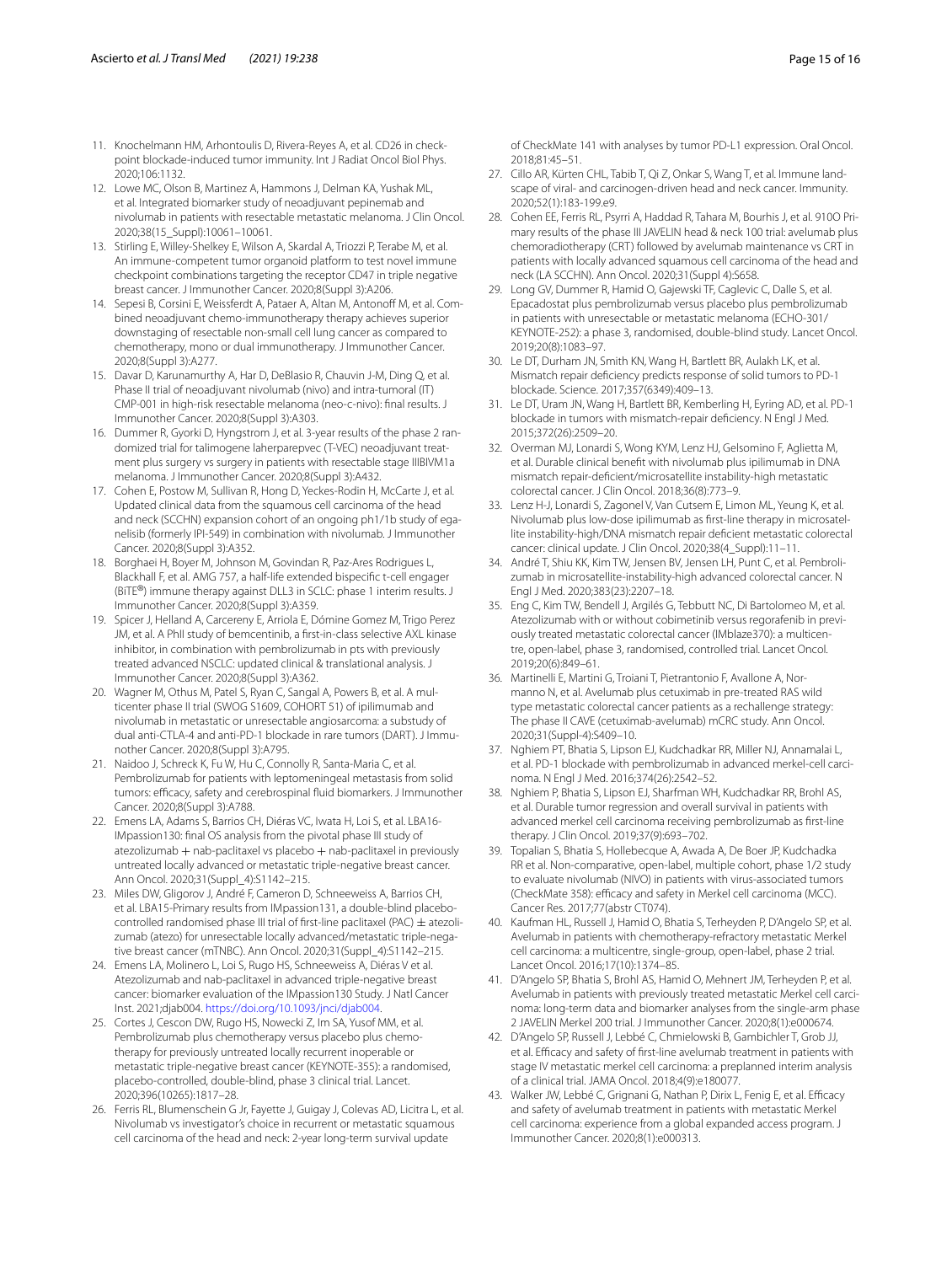11. Knochelmann HM, Arhontoulis D, Rivera-Reyes A, et al. CD26 in checkpoint blockade-induced tumor immunity. Int J Radiat Oncol Biol Phys. 2020;106:1132.
12. Lowe MC, Olson B, Martinez A, Hammons J, Delman KA, Yushak ML, et al. Integrated biomarker study of neoadjuvant pepinemab and nivolumab in patients with resectable metastatic melanoma. J Clin Oncol. 2020;38(15_Suppl):10061–10061.
13. Stirling E, Willey-Shelkey E, Wilson A, Skardal A, Triozzi P, Terabe M, et al. An immune-competent tumor organoid platform to test novel immune checkpoint combinations targeting the receptor CD47 in triple negative breast cancer. J Immunother Cancer. 2020;8(Suppl 3):A206.
14. Sepesi B, Corsini E, Weissferdt A, Pataer A, Altan M, Antonoff M, et al. Combined neoadjuvant chemo-immunotherapy therapy achieves superior downstaging of resectable non-small cell lung cancer as compared to chemotherapy, mono or dual immunotherapy. J Immunother Cancer. 2020;8(Suppl 3):A277.
15. Davar D, Karunamurthy A, Har D, DeBlasio R, Chauvin J-M, Ding Q, et al. Phase II trial of neoadjuvant nivolumab (nivo) and intra-tumoral (IT) CMP-001 in high-risk resectable melanoma (neo-c-nivo): final results. J Immunother Cancer. 2020;8(Suppl 3):A303.
16. Dummer R, Gyorki D, Hyngstrom J, et al. 3-year results of the phase 2 randomized trial for talimogene laherparepvec (T-VEC) neoadjuvant treatment plus surgery vs surgery in patients with resectable stage IIIBIVM1a melanoma. J Immunother Cancer. 2020;8(Suppl 3):A432.
17. Cohen E, Postow M, Sullivan R, Hong D, Yeckes-Rodin H, McCarte J, et al. Updated clinical data from the squamous cell carcinoma of the head and neck (SCCHN) expansion cohort of an ongoing ph1/1b study of eganelisib (formerly IPI-549) in combination with nivolumab. J Immunother Cancer. 2020;8(Suppl 3):A352.
18. Borghaei H, Boyer M, Johnson M, Govindan R, Paz-Ares Rodrigues L, Blackhall F, et al. AMG 757, a half-life extended bispecific t-cell engager (BiTE®) immune therapy against DLL3 in SCLC: phase 1 interim results. J Immunother Cancer. 2020;8(Suppl 3):A359.
19. Spicer J, Helland A, Carcereny E, Arriola E, Dómine Gomez M, Trigo Perez JM, et al. A PhII study of bemcentinib, a first-in-class selective AXL kinase inhibitor, in combination with pembrolizumab in pts with previously treated advanced NSCLC: updated clinical & translational analysis. J Immunother Cancer. 2020;8(Suppl 3):A362.
20. Wagner M, Othus M, Patel S, Ryan C, Sangal A, Powers B, et al. A multicenter phase II trial (SWOG S1609, COHORT 51) of ipilimumab and nivolumab in metastatic or unresectable angiosarcoma: a substudy of dual anti-CTLA-4 and anti-PD-1 blockade in rare tumors (DART). J Immunother Cancer. 2020;8(Suppl 3):A795.
21. Naidoo J, Schreck K, Fu W, Hu C, Connolly R, Santa-Maria C, et al. Pembrolizumab for patients with leptomeningeal metastasis from solid tumors: efficacy, safety and cerebrospinal fluid biomarkers. J Immunother Cancer. 2020;8(Suppl 3):A788.
22. Emens LA, Adams S, Barrios CH, Diéras VC, Iwata H, Loi S, et al. LBA16-IMpassion130: final OS analysis from the pivotal phase III study of atezolizumab + nab-paclitaxel vs placebo + nab-paclitaxel in previously untreated locally advanced or metastatic triple-negative breast cancer. Ann Oncol. 2020;31(Suppl_4):S1142–215.
23. Miles DW, Gligorov J, André F, Cameron D, Schneeweiss A, Barrios CH, et al. LBA15-Primary results from IMpassion131, a double-blind placebo-controlled randomised phase III trial of first-line paclitaxel (PAC) ± atezolizumab (atezo) for unresectable locally advanced/metastatic triple-negative breast cancer (mTNBC). Ann Oncol. 2020;31(Suppl_4):S1142–215.
24. Emens LA, Molinero L, Loi S, Rugo HS, Schneeweiss A, Diéras V et al. Atezolizumab and nab-paclitaxel in advanced triple-negative breast cancer: biomarker evaluation of the IMpassion130 Study. J Natl Cancer Inst. 2021;djab004. https://doi.org/10.1093/jnci/djab004.
25. Cortes J, Cescon DW, Rugo HS, Nowecki Z, Im SA, Yusof MM, et al. Pembrolizumab plus chemotherapy versus placebo plus chemotherapy for previously untreated locally recurrent inoperable or metastatic triple-negative breast cancer (KEYNOTE-355): a randomised, placebo-controlled, double-blind, phase 3 clinical trial. Lancet. 2020;396(10265):1817–28.
26. Ferris RL, Blumenschein G Jr, Fayette J, Guigay J, Colevas AD, Licitra L, et al. Nivolumab vs investigator's choice in recurrent or metastatic squamous cell carcinoma of the head and neck: 2-year long-term survival update of CheckMate 141 with analyses by tumor PD-L1 expression. Oral Oncol. 2018;81:45–51.
27. Cillo AR, Kürten CHL, Tabib T, Qi Z, Onkar S, Wang T, et al. Immune landscape of viral- and carcinogen-driven head and neck cancer. Immunity. 2020;52(1):183-199.e9.
28. Cohen EE, Ferris RL, Psyrri A, Haddad R, Tahara M, Bourhis J, et al. 910O Primary results of the phase III JAVELIN head & neck 100 trial: avelumab plus chemoradiotherapy (CRT) followed by avelumab maintenance vs CRT in patients with locally advanced squamous cell carcinoma of the head and neck (LA SCCHN). Ann Oncol. 2020;31(Suppl 4):S658.
29. Long GV, Dummer R, Hamid O, Gajewski TF, Caglevic C, Dalle S, et al. Epacadostat plus pembrolizumab versus placebo plus pembrolizumab in patients with unresectable or metastatic melanoma (ECHO-301/KEYNOTE-252): a phase 3, randomised, double-blind study. Lancet Oncol. 2019;20(8):1083–97.
30. Le DT, Durham JN, Smith KN, Wang H, Bartlett BR, Aulakh LK, et al. Mismatch repair deficiency predicts response of solid tumors to PD-1 blockade. Science. 2017;357(6349):409–13.
31. Le DT, Uram JN, Wang H, Bartlett BR, Kemberling H, Eyring AD, et al. PD-1 blockade in tumors with mismatch-repair deficiency. N Engl J Med. 2015;372(26):2509–20.
32. Overman MJ, Lonardi S, Wong KYM, Lenz HJ, Gelsomino F, Aglietta M, et al. Durable clinical benefit with nivolumab plus ipilimumab in DNA mismatch repair-deficient/microsatellite instability-high metastatic colorectal cancer. J Clin Oncol. 2018;36(8):773–9.
33. Lenz H-J, Lonardi S, Zagonel V, Van Cutsem E, Limon ML, Yeung K, et al. Nivolumab plus low-dose ipilimumab as first-line therapy in microsatellite instability-high/DNA mismatch repair deficient metastatic colorectal cancer: clinical update. J Clin Oncol. 2020;38(4_Suppl):11–11.
34. André T, Shiu KK, Kim TW, Jensen BV, Jensen LH, Punt C, et al. Pembrolizumab in microsatellite-instability-high advanced colorectal cancer. N Engl J Med. 2020;383(23):2207–18.
35. Eng C, Kim TW, Bendell J, Argilés G, Tebbutt NC, Di Bartolomeo M, et al. Atezolizumab with or without cobimetinib versus regorafenib in previously treated metastatic colorectal cancer (IMblaze370): a multicentre, open-label, phase 3, randomised, controlled trial. Lancet Oncol. 2019;20(6):849–61.
36. Martinelli E, Martini G, Troiani T, Pietrantonio F, Avallone A, Normanno N, et al. Avelumab plus cetuximab in pre-treated RAS wild type metastatic colorectal cancer patients as a rechallenge strategy: The phase II CAVE (cetuximab-avelumab) mCRC study. Ann Oncol. 2020;31(Suppl-4):S409–10.
37. Nghiem PT, Bhatia S, Lipson EJ, Kudchadkar RR, Miller NJ, Annamalai L, et al. PD-1 blockade with pembrolizumab in advanced merkel-cell carcinoma. N Engl J Med. 2016;374(26):2542–52.
38. Nghiem P, Bhatia S, Lipson EJ, Sharfman WH, Kudchadkar RR, Brohl AS, et al. Durable tumor regression and overall survival in patients with advanced merkel cell carcinoma receiving pembrolizumab as first-line therapy. J Clin Oncol. 2019;37(9):693–702.
39. Topalian S, Bhatia S, Hollebecque A, Awada A, De Boer JP, Kudchadka RR et al. Non-comparative, open-label, multiple cohort, phase 1/2 study to evaluate nivolumab (NIVO) in patients with virus-associated tumors (CheckMate 358): efficacy and safety in Merkel cell carcinoma (MCC). Cancer Res. 2017;77(abstr CT074).
40. Kaufman HL, Russell J, Hamid O, Bhatia S, Terheyden P, D'Angelo SP, et al. Avelumab in patients with chemotherapy-refractory metastatic Merkel cell carcinoma: a multicentre, single-group, open-label, phase 2 trial. Lancet Oncol. 2016;17(10):1374–85.
41. D'Angelo SP, Bhatia S, Brohl AS, Hamid O, Mehnert JM, Terheyden P, et al. Avelumab in patients with previously treated metastatic Merkel cell carcinoma: long-term data and biomarker analyses from the single-arm phase 2 JAVELIN Merkel 200 trial. J Immunother Cancer. 2020;8(1):e000674.
42. D'Angelo SP, Russell J, Lebbé C, Chmielowski B, Gambichler T, Grob JJ, et al. Efficacy and safety of first-line avelumab treatment in patients with stage IV metastatic merkel cell carcinoma: a preplanned interim analysis of a clinical trial. JAMA Oncol. 2018;4(9):e180077.
43. Walker JW, Lebbé C, Grignani G, Nathan P, Dirix L, Fenig E, et al. Efficacy and safety of avelumab treatment in patients with metastatic Merkel cell carcinoma: experience from a global expanded access program. J Immunother Cancer. 2020;8(1):e000313.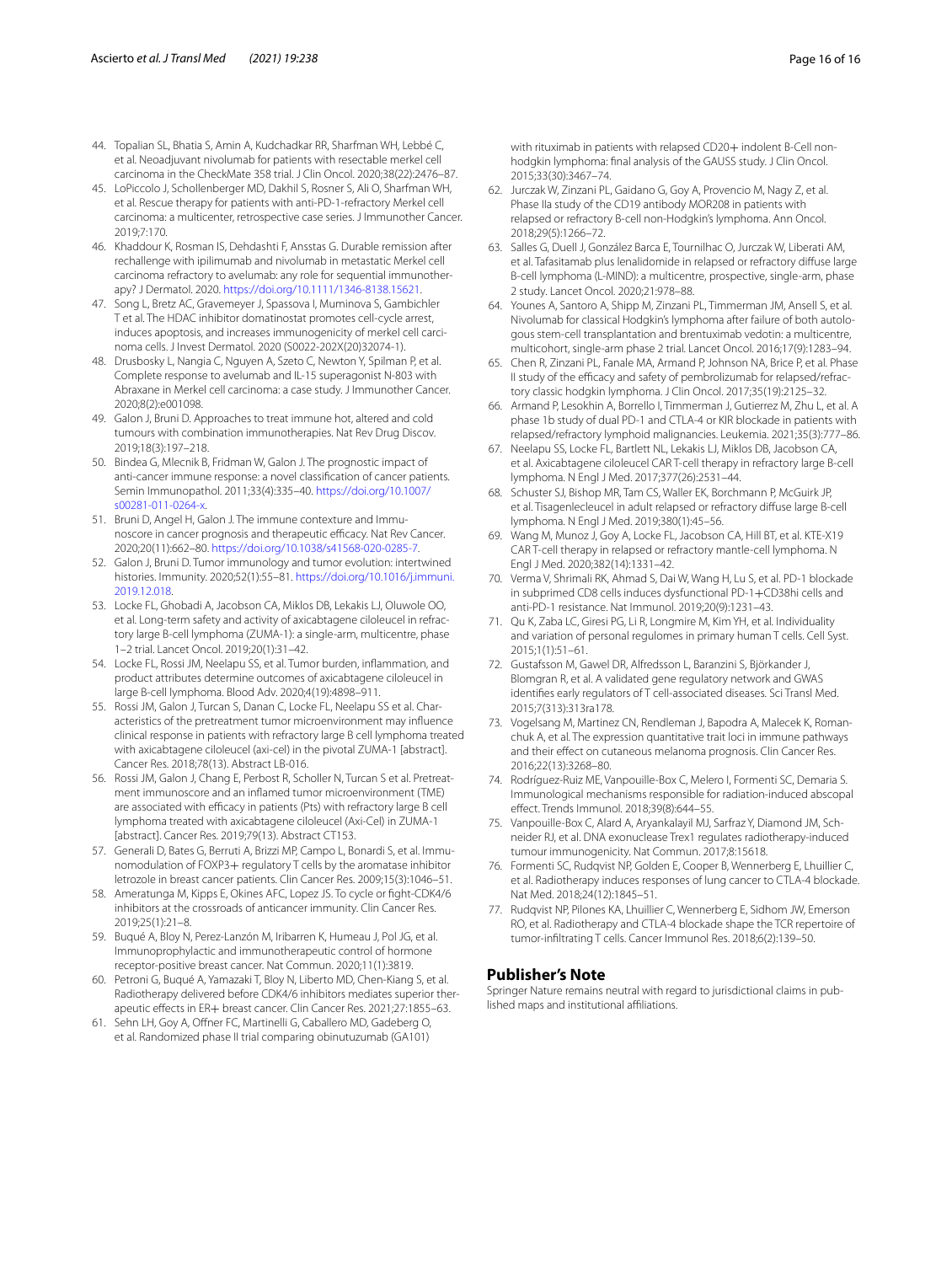44. Topalian SL, Bhatia S, Amin A, Kudchadkar RR, Sharfman WH, Lebbé C, et al. Neoadjuvant nivolumab for patients with resectable merkel cell carcinoma in the CheckMate 358 trial. J Clin Oncol. 2020;38(22):2476–87.
45. LoPiccolo J, Schollenberger MD, Dakhil S, Rosner S, Ali O, Sharfman WH, et al. Rescue therapy for patients with anti-PD-1-refractory Merkel cell carcinoma: a multicenter, retrospective case series. J Immunother Cancer. 2019;7:170.
46. Khaddour K, Rosman IS, Dehdashti F, Ansstas G. Durable remission after rechallenge with ipilimumab and nivolumab in metastatic Merkel cell carcinoma refractory to avelumab: any role for sequential immunotherapy? J Dermatol. 2020. https://doi.org/10.1111/1346-8138.15621.
47. Song L, Bretz AC, Gravemeyer J, Spassova I, Muminova S, Gambichler T et al. The HDAC inhibitor domatinostat promotes cell-cycle arrest, induces apoptosis, and increases immunogenicity of merkel cell carcinoma cells. J Invest Dermatol. 2020 (S0022-202X(20)32074-1).
48. Drusbosky L, Nangia C, Nguyen A, Szeto C, Newton Y, Spilman P, et al. Complete response to avelumab and IL-15 superagonist N-803 with Abraxane in Merkel cell carcinoma: a case study. J Immunother Cancer. 2020;8(2):e001098.
49. Galon J, Bruni D. Approaches to treat immune hot, altered and cold tumours with combination immunotherapies. Nat Rev Drug Discov. 2019;18(3):197–218.
50. Bindea G, Mlecnik B, Fridman W, Galon J. The prognostic impact of anti-cancer immune response: a novel classification of cancer patients. Semin Immunopathol. 2011;33(4):335–40. https://doi.org/10.1007/s00281-011-0264-x.
51. Bruni D, Angel H, Galon J. The immune contexture and Immunoscore in cancer prognosis and therapeutic efficacy. Nat Rev Cancer. 2020;20(11):662–80. https://doi.org/10.1038/s41568-020-0285-7.
52. Galon J, Bruni D. Tumor immunology and tumor evolution: intertwined histories. Immunity. 2020;52(1):55–81. https://doi.org/10.1016/j.immuni.2019.12.018.
53. Locke FL, Ghobadi A, Jacobson CA, Miklos DB, Lekakis LJ, Oluwole OO, et al. Long-term safety and activity of axicabtagene ciloleucel in refractory large B-cell lymphoma (ZUMA-1): a single-arm, multicentre, phase 1–2 trial. Lancet Oncol. 2019;20(1):31–42.
54. Locke FL, Rossi JM, Neelapu SS, et al. Tumor burden, inflammation, and product attributes determine outcomes of axicabtagene ciloleucel in large B-cell lymphoma. Blood Adv. 2020;4(19):4898–911.
55. Rossi JM, Galon J, Turcan S, Danan C, Locke FL, Neelapu SS et al. Characteristics of the pretreatment tumor microenvironment may influence clinical response in patients with refractory large B cell lymphoma treated with axicabtagene ciloleucel (axi-cel) in the pivotal ZUMA-1 [abstract]. Cancer Res. 2018;78(13). Abstract LB-016.
56. Rossi JM, Galon J, Chang E, Perbost R, Scholler N, Turcan S et al. Pretreatment immunoscore and an inflamed tumor microenvironment (TME) are associated with efficacy in patients (Pts) with refractory large B cell lymphoma treated with axicabtagene ciloleucel (Axi-Cel) in ZUMA-1 [abstract]. Cancer Res. 2019;79(13). Abstract CT153.
57. Generali D, Bates G, Berruti A, Brizzi MP, Campo L, Bonardi S, et al. Immunomodulation of FOXP3+ regulatory T cells by the aromatase inhibitor letrozole in breast cancer patients. Clin Cancer Res. 2009;15(3):1046–51.
58. Ameratunga M, Kipps E, Okines AFC, Lopez JS. To cycle or fight-CDK4/6 inhibitors at the crossroads of anticancer immunity. Clin Cancer Res. 2019;25(1):21–8.
59. Buqué A, Bloy N, Perez-Lanzón M, Iribarren K, Humeau J, Pol JG, et al. Immunoprophylactic and immunotherapeutic control of hormone receptor-positive breast cancer. Nat Commun. 2020;11(1):3819.
60. Petroni G, Buqué A, Yamazaki T, Bloy N, Liberto MD, Chen-Kiang S, et al. Radiotherapy delivered before CDK4/6 inhibitors mediates superior therapeutic effects in ER+ breast cancer. Clin Cancer Res. 2021;27:1855–63.
61. Sehn LH, Goy A, Offner FC, Martinelli G, Caballero MD, Gadeberg O, et al. Randomized phase II trial comparing obinutuzumab (GA101) with rituximab in patients with relapsed CD20+ indolent B-Cell non-hodgkin lymphoma: final analysis of the GAUSS study. J Clin Oncol. 2015;33(30):3467–74.
62. Jurczak W, Zinzani PL, Gaidano G, Goy A, Provencio M, Nagy Z, et al. Phase IIa study of the CD19 antibody MOR208 in patients with relapsed or refractory B-cell non-Hodgkin's lymphoma. Ann Oncol. 2018;29(5):1266–72.
63. Salles G, Duell J, González Barca E, Tournilhac O, Jurczak W, Liberati AM, et al. Tafasitamab plus lenalidomide in relapsed or refractory diffuse large B-cell lymphoma (L-MIND): a multicentre, prospective, single-arm, phase 2 study. Lancet Oncol. 2020;21:978–88.
64. Younes A, Santoro A, Shipp M, Zinzani PL, Timmerman JM, Ansell S, et al. Nivolumab for classical Hodgkin's lymphoma after failure of both autologous stem-cell transplantation and brentuximab vedotin: a multicentre, multicohort, single-arm phase 2 trial. Lancet Oncol. 2016;17(9):1283–94.
65. Chen R, Zinzani PL, Fanale MA, Armand P, Johnson NA, Brice P, et al. Phase II study of the efficacy and safety of pembrolizumab for relapsed/refractory classic hodgkin lymphoma. J Clin Oncol. 2017;35(19):2125–32.
66. Armand P, Lesokhin A, Borrello I, Timmerman J, Gutierrez M, Zhu L, et al. A phase 1b study of dual PD-1 and CTLA-4 or KIR blockade in patients with relapsed/refractory lymphoid malignancies. Leukemia. 2021;35(3):777–86.
67. Neelapu SS, Locke FL, Bartlett NL, Lekakis LJ, Miklos DB, Jacobson CA, et al. Axicabtagene ciloleucel CAR T-cell therapy in refractory large B-cell lymphoma. N Engl J Med. 2017;377(26):2531–44.
68. Schuster SJ, Bishop MR, Tam CS, Waller EK, Borchmann P, McGuirk JP, et al. Tisagenlecleucel in adult relapsed or refractory diffuse large B-cell lymphoma. N Engl J Med. 2019;380(1):45–56.
69. Wang M, Munoz J, Goy A, Locke FL, Jacobson CA, Hill BT, et al. KTE-X19 CAR T-cell therapy in relapsed or refractory mantle-cell lymphoma. N Engl J Med. 2020;382(14):1331–42.
70. Verma V, Shrimali RK, Ahmad S, Dai W, Wang H, Lu S, et al. PD-1 blockade in subprimed CD8 cells induces dysfunctional PD-1+CD38hi cells and anti-PD-1 resistance. Nat Immunol. 2019;20(9):1231–43.
71. Qu K, Zaba LC, Giresi PG, Li R, Longmire M, Kim YH, et al. Individuality and variation of personal regulomes in primary human T cells. Cell Syst. 2015;1(1):51–61.
72. Gustafsson M, Gawel DR, Alfredsson L, Baranzini S, Björkander J, Blomgran R, et al. A validated gene regulatory network and GWAS identifies early regulators of T cell-associated diseases. Sci Transl Med. 2015;7(313):313ra178.
73. Vogelsang M, Martinez CN, Rendleman J, Bapodra A, Malecek K, Romanchuk A, et al. The expression quantitative trait loci in immune pathways and their effect on cutaneous melanoma prognosis. Clin Cancer Res. 2016;22(13):3268–80.
74. Rodríguez-Ruiz ME, Vanpouille-Box C, Melero I, Formenti SC, Demaria S. Immunological mechanisms responsible for radiation-induced abscopal effect. Trends Immunol. 2018;39(8):644–55.
75. Vanpouille-Box C, Alard A, Aryankalayil MJ, Sarfraz Y, Diamond JM, Schneider RJ, et al. DNA exonuclease Trex1 regulates radiotherapy-induced tumour immunogenicity. Nat Commun. 2017;8:15618.
76. Formenti SC, Rudqvist NP, Golden E, Cooper B, Wennerberg E, Lhuillier C, et al. Radiotherapy induces responses of lung cancer to CTLA-4 blockade. Nat Med. 2018;24(12):1845–51.
77. Rudqvist NP, Pilones KA, Lhuillier C, Wennerberg E, Sidhom JW, Emerson RO, et al. Radiotherapy and CTLA-4 blockade shape the TCR repertoire of tumor-infiltrating T cells. Cancer Immunol Res. 2018;6(2):139–50.

## Publisher's Note

Springer Nature remains neutral with regard to jurisdictional claims in published maps and institutional affiliations.